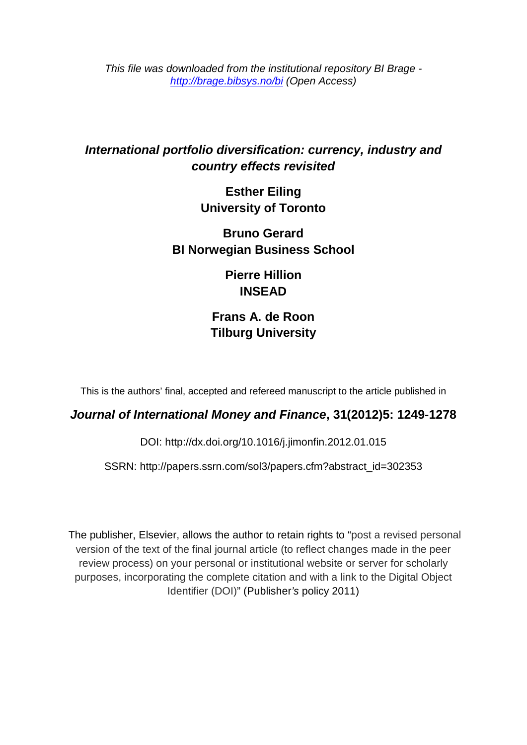*This file was downloaded from the institutional repository BI Brage - [http://brage.bibsys.no/bi](http://brage.bibsys.no/bi) (Open Access)*

# *International portfolio diversification: currency, industry and country effects revisited*

**Esther Eiling**
**University of Toronto**

**Bruno Gerard**
**BI Norwegian Business School**

**Pierre Hillion**
**INSEAD**

**Frans A. de Roon**
**Tilburg University**

This is the authors' final, accepted and refereed manuscript to the article published in

***Journal of International Money and Finance*, 31(2012)5: 1249-1278**

DOI: http://dx.doi.org/10.1016/j.jimonfin.2012.01.015

SSRN: http://papers.ssrn.com/sol3/papers.cfm?abstract_id=302353

The publisher, Elsevier, allows the author to retain rights to "post a revised personal version of the text of the final journal article (to reflect changes made in the peer review process) on your personal or institutional website or server for scholarly purposes, incorporating the complete citation and with a link to the Digital Object Identifier (DOI)" (Publisher's policy 2011)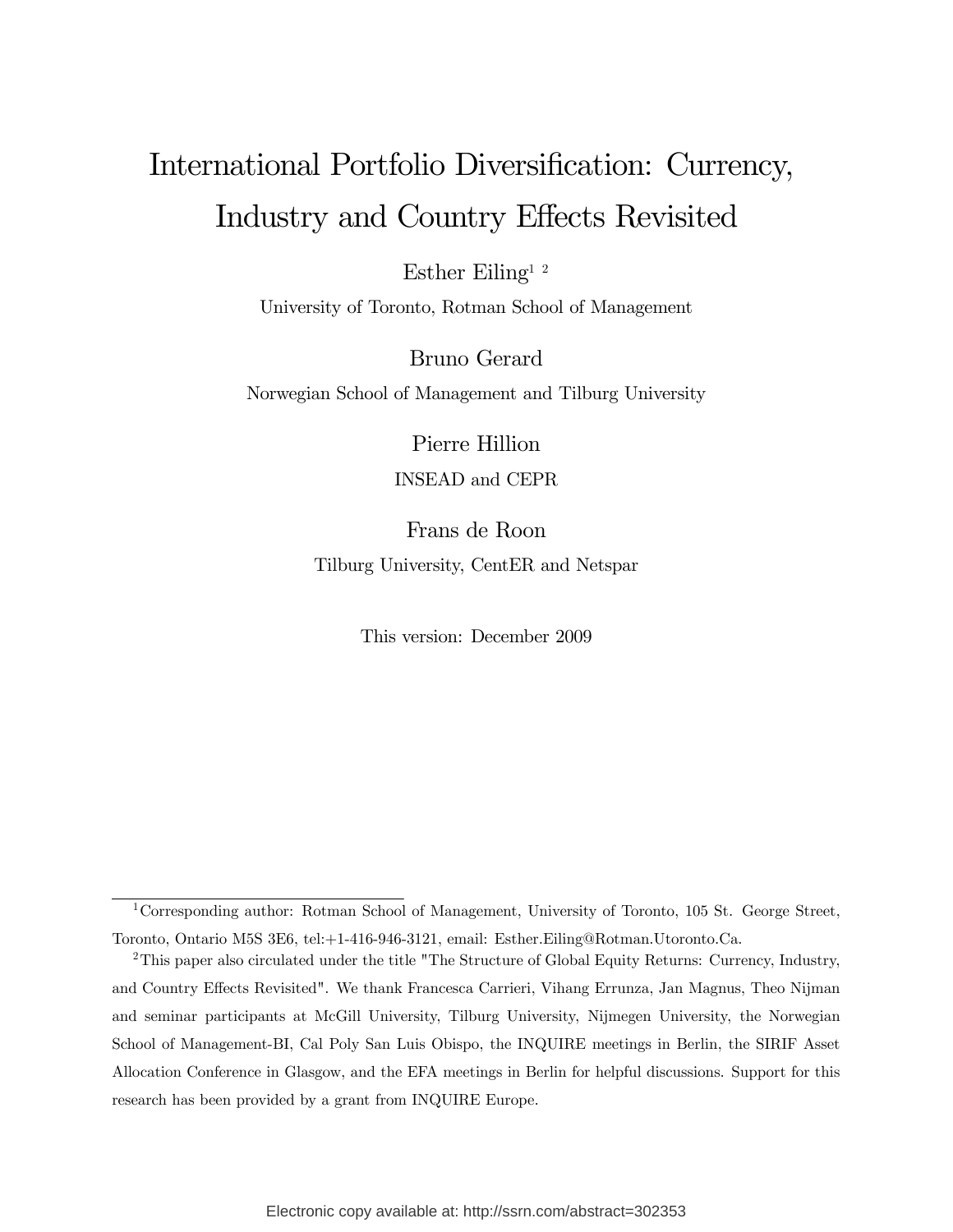# International Portfolio Diversification: Currency, Industry and Country Effects Revisited

Esther Eiling[1] [2]

University of Toronto, Rotman School of Management

Bruno Gerard

Norwegian School of Management and Tilburg University

Pierre Hillion

INSEAD and CEPR

Frans de Roon

Tilburg University, CentER and Netspar

This version: December 2009

---

[1] Corresponding author: Rotman School of Management, University of Toronto, 105 St. George Street, Toronto, Ontario M5S 3E6, tel:+1-416-946-3121, email: Esther.Eiling@Rotman.Utoronto.Ca.

[2] This paper also circulated under the title "The Structure of Global Equity Returns: Currency, Industry, and Country Effects Revisited". We thank Francesca Carrieri, Vihang Errunza, Jan Magnus, Theo Nijman and seminar participants at McGill University, Tilburg University, Nijmegen University, the Norwegian School of Management-BI, Cal Poly San Luis Obispo, the INQUIRE meetings in Berlin, the SIRIF Asset Allocation Conference in Glasgow, and the EFA meetings in Berlin for helpful discussions. Support for this research has been provided by a grant from INQUIRE Europe.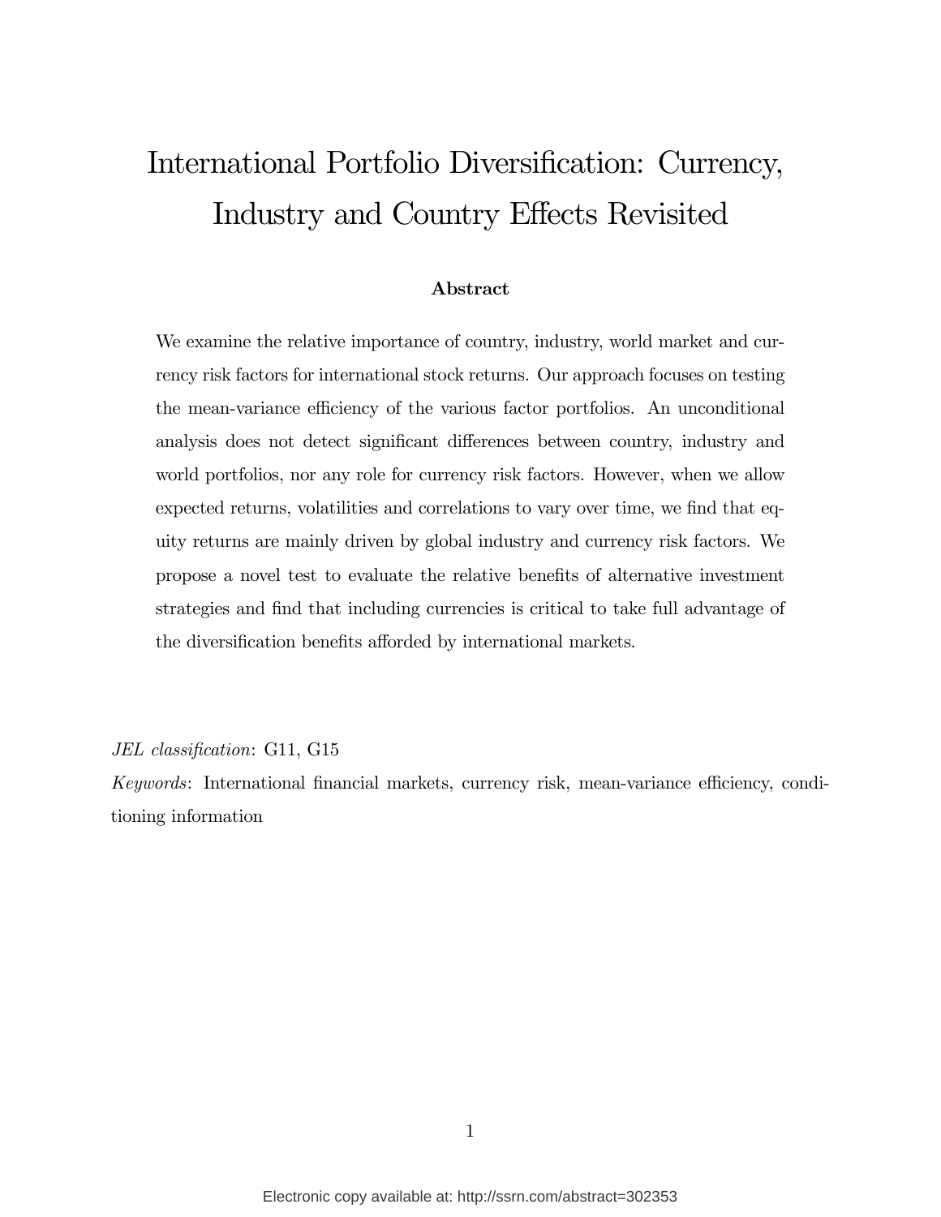# International Portfolio Diversification: Currency, Industry and Country Effects Revisited

**Abstract**

We examine the relative importance of country, industry, world market and currency risk factors for international stock returns. Our approach focuses on testing the mean-variance efficiency of the various factor portfolios. An unconditional analysis does not detect significant differences between country, industry and world portfolios, nor any role for currency risk factors. However, when we allow expected returns, volatilities and correlations to vary over time, we find that equity returns are mainly driven by global industry and currency risk factors. We propose a novel test to evaluate the relative benefits of alternative investment strategies and find that including currencies is critical to take full advantage of the diversification benefits afforded by international markets.

*JEL classification*: G11, G15

*Keywords*: International financial markets, currency risk, mean-variance efficiency, conditioning information

Electronic copy available at: http://ssrn.com/abstract=302353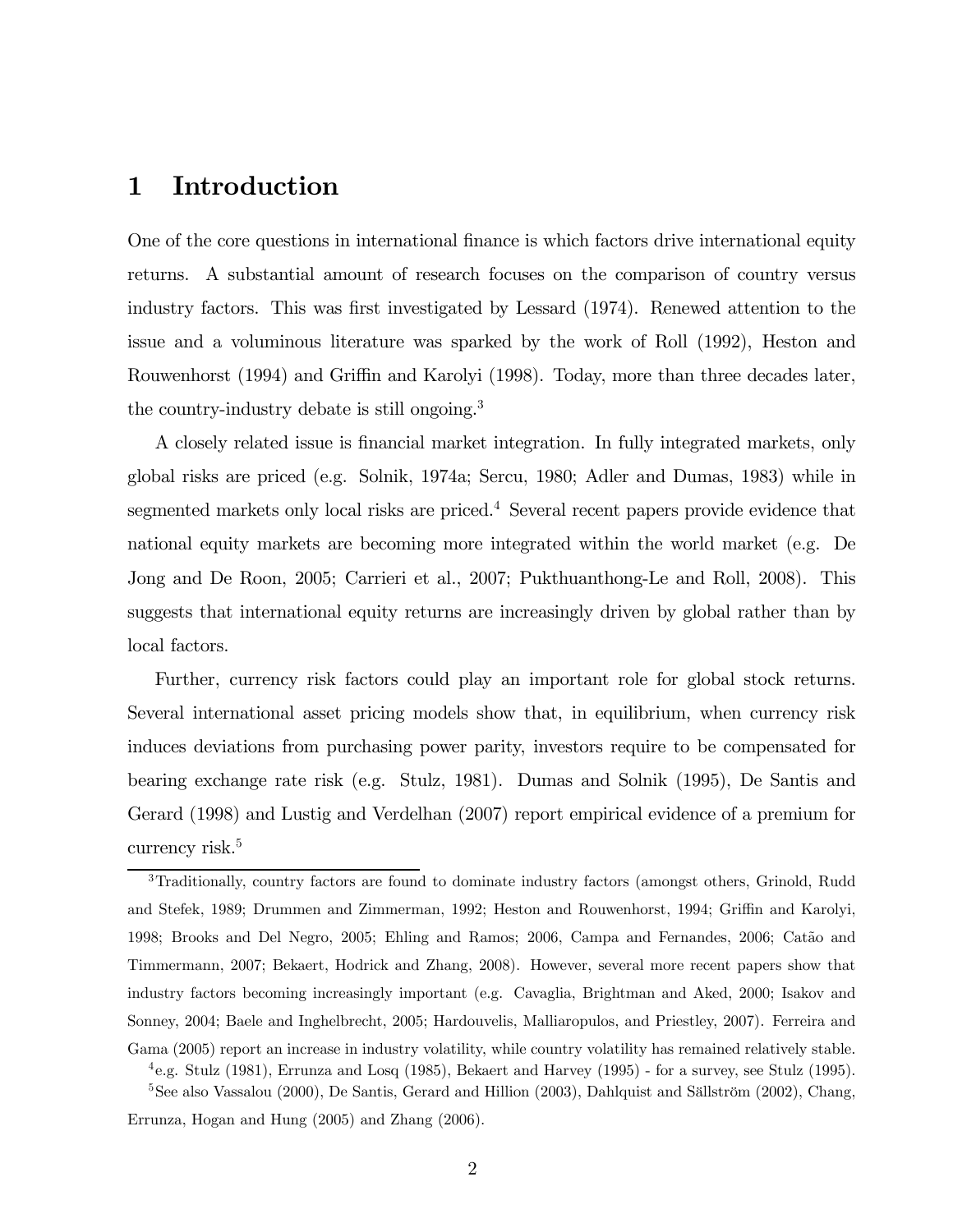# 1 Introduction

One of the core questions in international finance is which factors drive international equity returns. A substantial amount of research focuses on the comparison of country versus industry factors. This was first investigated by Lessard (1974). Renewed attention to the issue and a voluminous literature was sparked by the work of Roll (1992), Heston and Rouwenhorst (1994) and Griffin and Karolyi (1998). Today, more than three decades later, the country-industry debate is still ongoing.[3]

A closely related issue is financial market integration. In fully integrated markets, only global risks are priced (e.g. Solnik, 1974a; Sercu, 1980; Adler and Dumas, 1983) while in segmented markets only local risks are priced.[4] Several recent papers provide evidence that national equity markets are becoming more integrated within the world market (e.g. De Jong and De Roon, 2005; Carrieri et al., 2007; Pukthuanthong-Le and Roll, 2008). This suggests that international equity returns are increasingly driven by global rather than by local factors.

Further, currency risk factors could play an important role for global stock returns. Several international asset pricing models show that, in equilibrium, when currency risk induces deviations from purchasing power parity, investors require to be compensated for bearing exchange rate risk (e.g. Stulz, 1981). Dumas and Solnik (1995), De Santis and Gerard (1998) and Lustig and Verdelhan (2007) report empirical evidence of a premium for currency risk.[5]

---

[3] Traditionally, country factors are found to dominate industry factors (amongst others, Grinold, Rudd and Stefek, 1989; Drummen and Zimmerman, 1992; Heston and Rouwenhorst, 1994; Griffin and Karolyi, 1998; Brooks and Del Negro, 2005; Ehling and Ramos; 2006, Campa and Fernandes, 2006; Catão and Timmermann, 2007; Bekaert, Hodrick and Zhang, 2008). However, several more recent papers show that industry factors becoming increasingly important (e.g. Cavaglia, Brightman and Aked, 2000; Isakov and Sonney, 2004; Baele and Inghelbrecht, 2005; Hardouvelis, Malliaropulos, and Priestley, 2007). Ferreira and Gama (2005) report an increase in industry volatility, while country volatility has remained relatively stable.

[4] e.g. Stulz (1981), Errunza and Losq (1985), Bekaert and Harvey (1995) - for a survey, see Stulz (1995).

[5] See also Vassalou (2000), De Santis, Gerard and Hillion (2003), Dahlquist and Sällström (2002), Chang, Errunza, Hogan and Hung (2005) and Zhang (2006).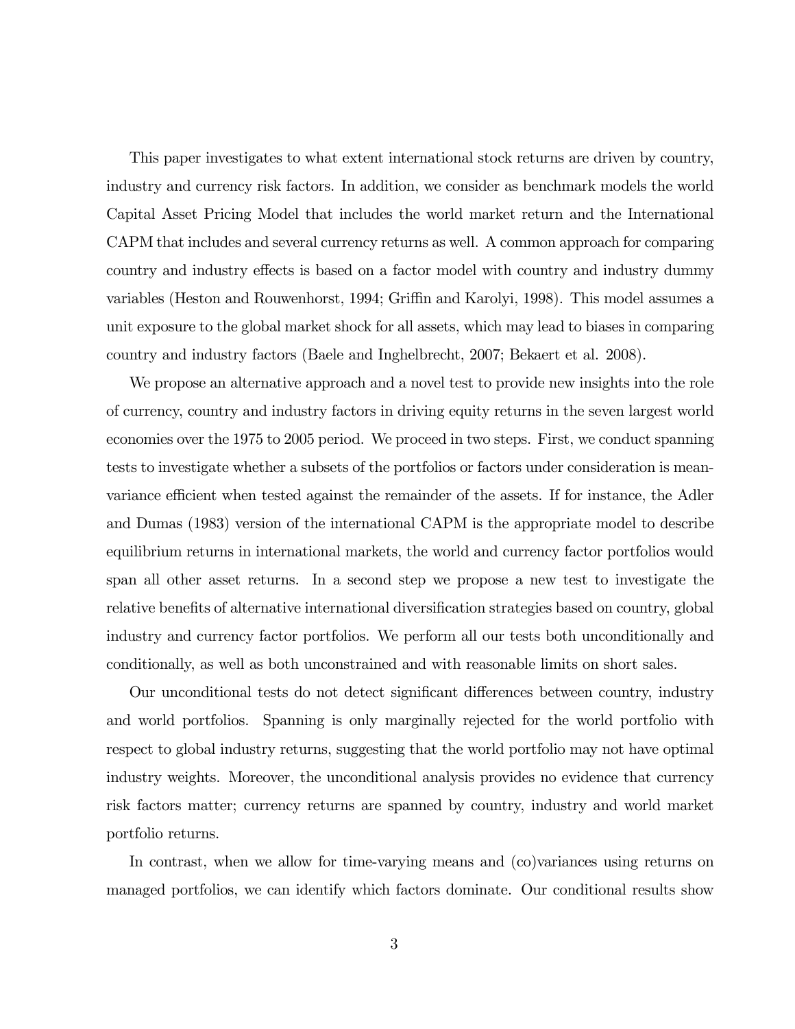This paper investigates to what extent international stock returns are driven by country, industry and currency risk factors. In addition, we consider as benchmark models the world Capital Asset Pricing Model that includes the world market return and the International CAPM that includes and several currency returns as well. A common approach for comparing country and industry effects is based on a factor model with country and industry dummy variables (Heston and Rouwenhorst, 1994; Griffin and Karolyi, 1998). This model assumes a unit exposure to the global market shock for all assets, which may lead to biases in comparing country and industry factors (Baele and Inghelbrecht, 2007; Bekaert et al. 2008).

We propose an alternative approach and a novel test to provide new insights into the role of currency, country and industry factors in driving equity returns in the seven largest world economies over the 1975 to 2005 period. We proceed in two steps. First, we conduct spanning tests to investigate whether a subsets of the portfolios or factors under consideration is mean-variance efficient when tested against the remainder of the assets. If for instance, the Adler and Dumas (1983) version of the international CAPM is the appropriate model to describe equilibrium returns in international markets, the world and currency factor portfolios would span all other asset returns. In a second step we propose a new test to investigate the relative benefits of alternative international diversification strategies based on country, global industry and currency factor portfolios. We perform all our tests both unconditionally and conditionally, as well as both unconstrained and with reasonable limits on short sales.

Our unconditional tests do not detect significant differences between country, industry and world portfolios. Spanning is only marginally rejected for the world portfolio with respect to global industry returns, suggesting that the world portfolio may not have optimal industry weights. Moreover, the unconditional analysis provides no evidence that currency risk factors matter; currency returns are spanned by country, industry and world market portfolio returns.

In contrast, when we allow for time-varying means and (co)variances using returns on managed portfolios, we can identify which factors dominate. Our conditional results show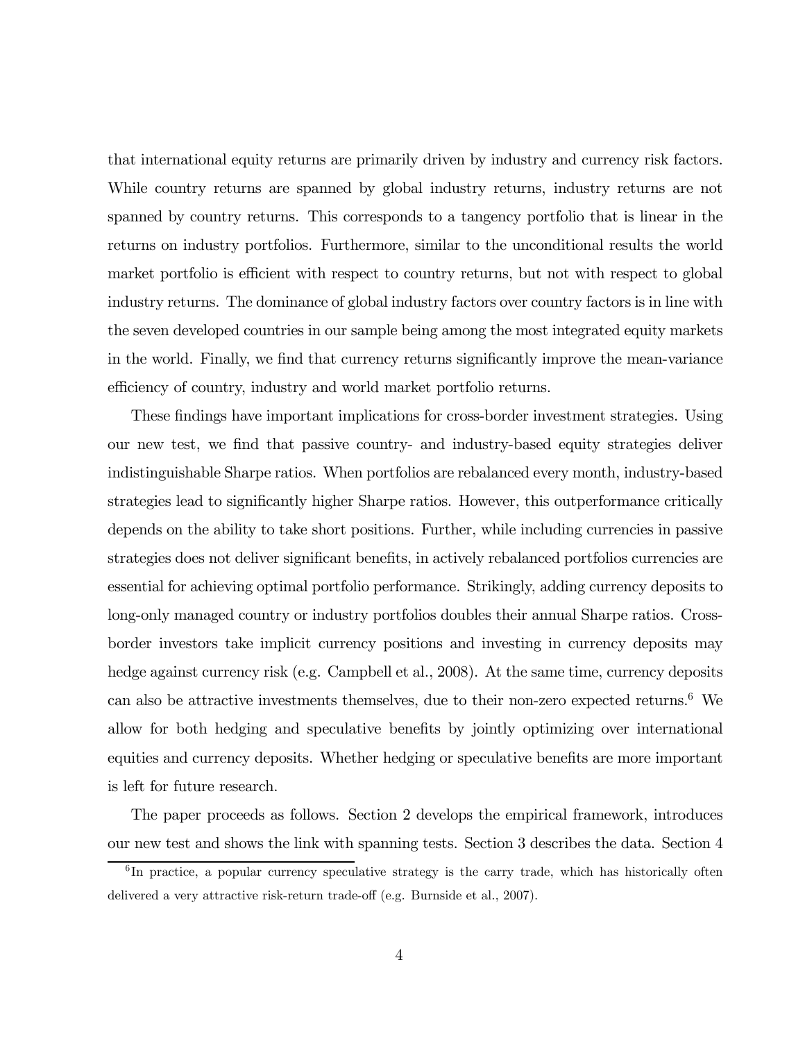that international equity returns are primarily driven by industry and currency risk factors. While country returns are spanned by global industry returns, industry returns are not spanned by country returns. This corresponds to a tangency portfolio that is linear in the returns on industry portfolios. Furthermore, similar to the unconditional results the world market portfolio is efficient with respect to country returns, but not with respect to global industry returns. The dominance of global industry factors over country factors is in line with the seven developed countries in our sample being among the most integrated equity markets in the world. Finally, we find that currency returns significantly improve the mean-variance efficiency of country, industry and world market portfolio returns.

These findings have important implications for cross-border investment strategies. Using our new test, we find that passive country- and industry-based equity strategies deliver indistinguishable Sharpe ratios. When portfolios are rebalanced every month, industry-based strategies lead to significantly higher Sharpe ratios. However, this outperformance critically depends on the ability to take short positions. Further, while including currencies in passive strategies does not deliver significant benefits, in actively rebalanced portfolios currencies are essential for achieving optimal portfolio performance. Strikingly, adding currency deposits to long-only managed country or industry portfolios doubles their annual Sharpe ratios. Cross-border investors take implicit currency positions and investing in currency deposits may hedge against currency risk (e.g. Campbell et al., 2008). At the same time, currency deposits can also be attractive investments themselves, due to their non-zero expected returns.[6] We allow for both hedging and speculative benefits by jointly optimizing over international equities and currency deposits. Whether hedging or speculative benefits are more important is left for future research.

The paper proceeds as follows. Section 2 develops the empirical framework, introduces our new test and shows the link with spanning tests. Section 3 describes the data. Section 4

[6] In practice, a popular currency speculative strategy is the carry trade, which has historically often delivered a very attractive risk-return trade-off (e.g. Burnside et al., 2007).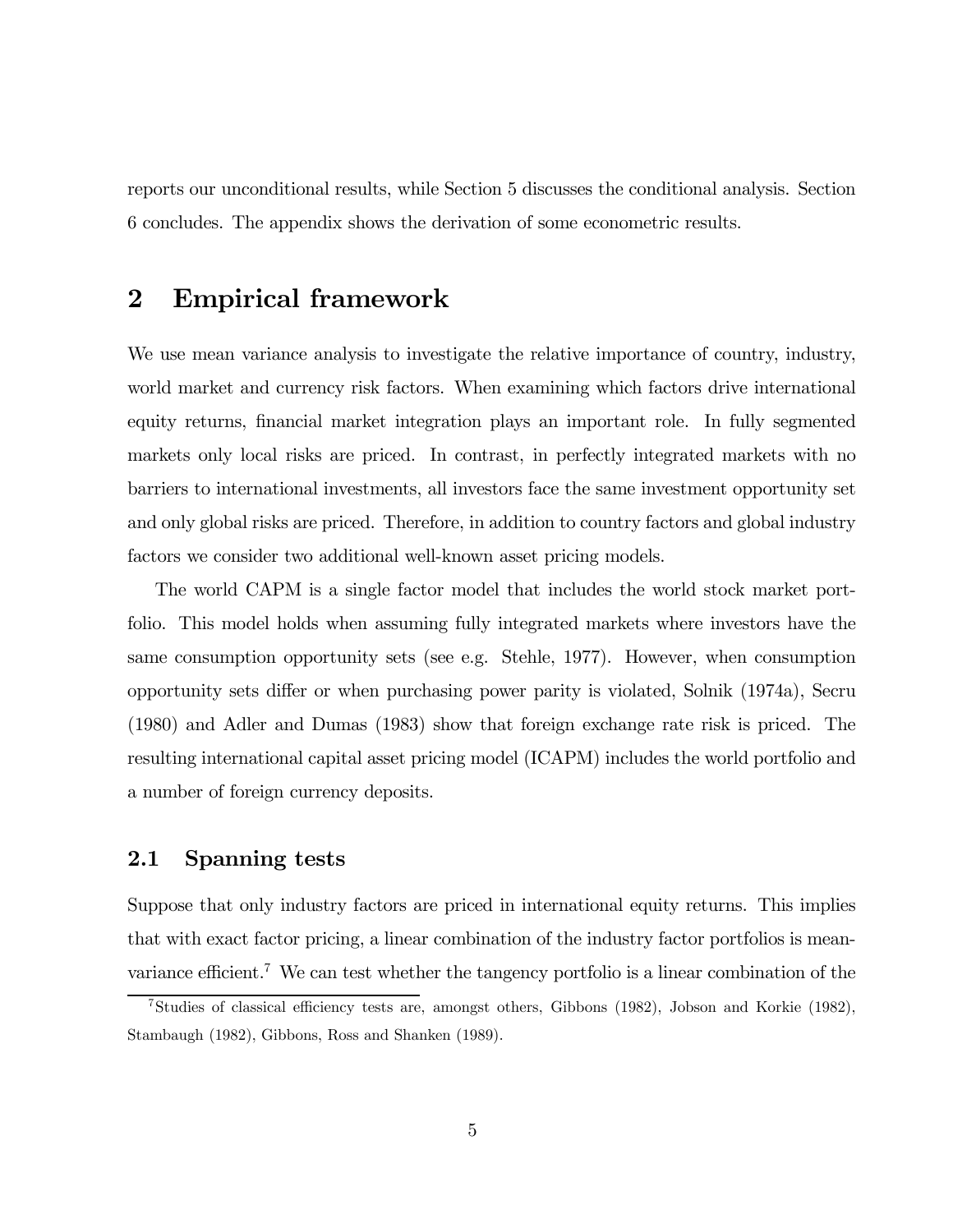reports our unconditional results, while Section 5 discusses the conditional analysis. Section 6 concludes. The appendix shows the derivation of some econometric results.

## 2 Empirical framework

We use mean variance analysis to investigate the relative importance of country, industry, world market and currency risk factors. When examining which factors drive international equity returns, financial market integration plays an important role. In fully segmented markets only local risks are priced. In contrast, in perfectly integrated markets with no barriers to international investments, all investors face the same investment opportunity set and only global risks are priced. Therefore, in addition to country factors and global industry factors we consider two additional well-known asset pricing models.

The world CAPM is a single factor model that includes the world stock market portfolio. This model holds when assuming fully integrated markets where investors have the same consumption opportunity sets (see e.g. Stehle, 1977). However, when consumption opportunity sets differ or when purchasing power parity is violated, Solnik (1974a), Secru (1980) and Adler and Dumas (1983) show that foreign exchange rate risk is priced. The resulting international capital asset pricing model (ICAPM) includes the world portfolio and a number of foreign currency deposits.

### 2.1 Spanning tests

Suppose that only industry factors are priced in international equity returns. This implies that with exact factor pricing, a linear combination of the industry factor portfolios is mean-variance efficient.[7] We can test whether the tangency portfolio is a linear combination of the

[7] Studies of classical efficiency tests are, amongst others, Gibbons (1982), Jobson and Korkie (1982), Stambaugh (1982), Gibbons, Ross and Shanken (1989).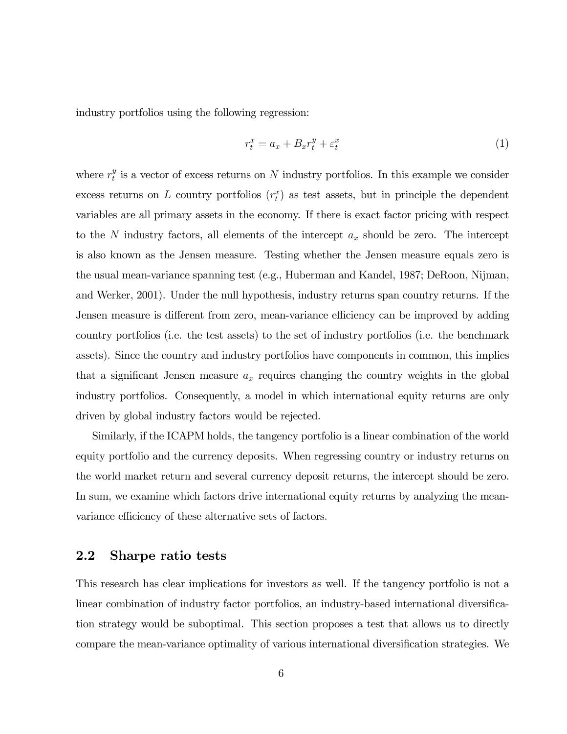industry portfolios using the following regression:

$$r_t^x = a_x + B_x r_t^y + \varepsilon_t^x \tag{1}$$

where $r_t^y$ is a vector of excess returns on $N$ industry portfolios. In this example we consider excess returns on $L$ country portfolios ($r_t^x$) as test assets, but in principle the dependent variables are all primary assets in the economy. If there is exact factor pricing with respect to the $N$ industry factors, all elements of the intercept $a_x$ should be zero. The intercept is also known as the Jensen measure. Testing whether the Jensen measure equals zero is the usual mean-variance spanning test (e.g., Huberman and Kandel, 1987; DeRoon, Nijman, and Werker, 2001). Under the null hypothesis, industry returns span country returns. If the Jensen measure is different from zero, mean-variance efficiency can be improved by adding country portfolios (i.e. the test assets) to the set of industry portfolios (i.e. the benchmark assets). Since the country and industry portfolios have components in common, this implies that a significant Jensen measure $a_x$ requires changing the country weights in the global industry portfolios. Consequently, a model in which international equity returns are only driven by global industry factors would be rejected.

Similarly, if the ICAPM holds, the tangency portfolio is a linear combination of the world equity portfolio and the currency deposits. When regressing country or industry returns on the world market return and several currency deposit returns, the intercept should be zero. In sum, we examine which factors drive international equity returns by analyzing the mean-variance efficiency of these alternative sets of factors.

## 2.2 Sharpe ratio tests

This research has clear implications for investors as well. If the tangency portfolio is not a linear combination of industry factor portfolios, an industry-based international diversification strategy would be suboptimal. This section proposes a test that allows us to directly compare the mean-variance optimality of various international diversification strategies. We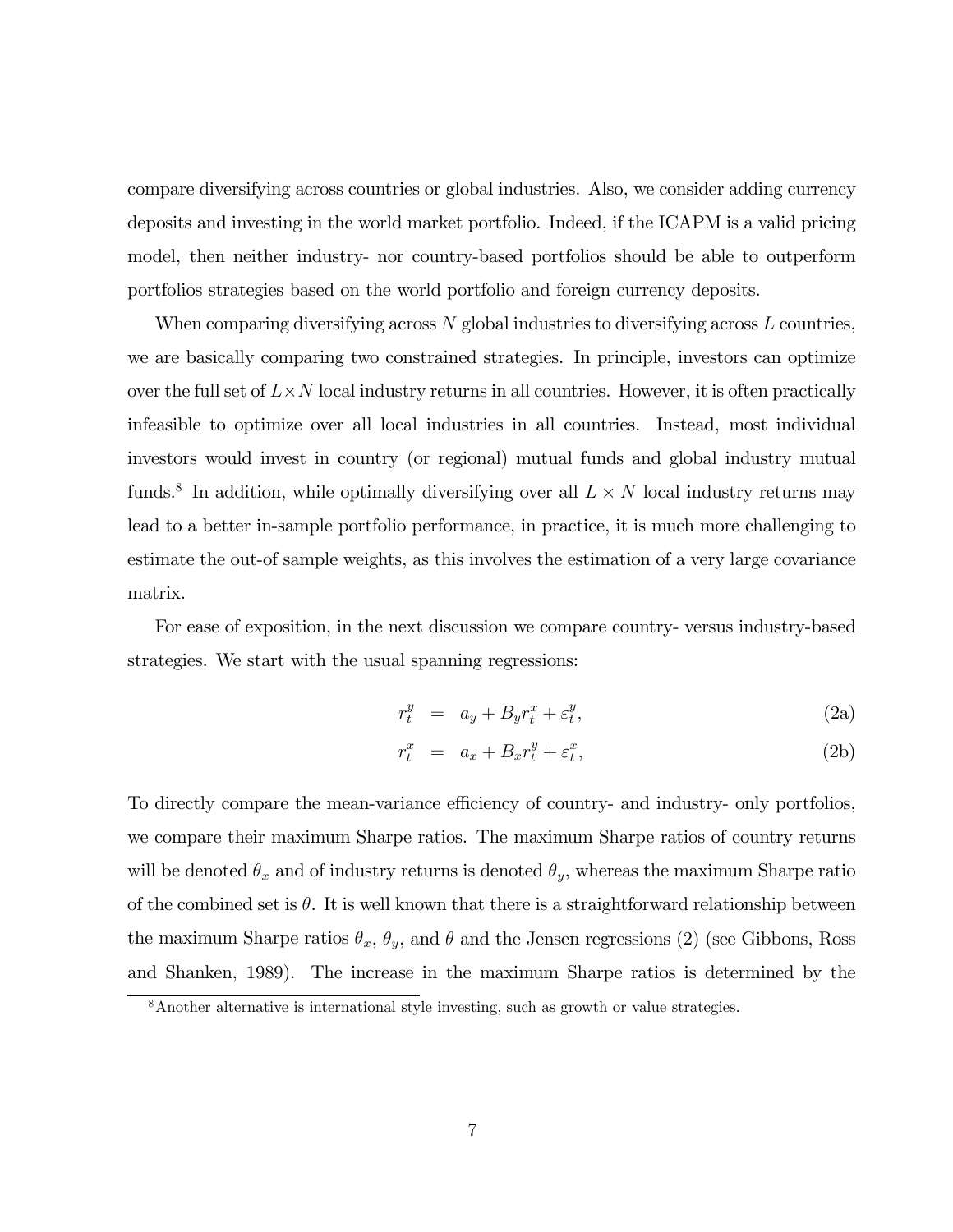compare diversifying across countries or global industries. Also, we consider adding currency deposits and investing in the world market portfolio. Indeed, if the ICAPM is a valid pricing model, then neither industry- nor country-based portfolios should be able to outperform portfolios strategies based on the world portfolio and foreign currency deposits.

When comparing diversifying across $N$ global industries to diversifying across $L$ countries, we are basically comparing two constrained strategies. In principle, investors can optimize over the full set of $L \times N$ local industry returns in all countries. However, it is often practically infeasible to optimize over all local industries in all countries. Instead, most individual investors would invest in country (or regional) mutual funds and global industry mutual funds.[8] In addition, while optimally diversifying over all $L \times N$ local industry returns may lead to a better in-sample portfolio performance, in practice, it is much more challenging to estimate the out-of sample weights, as this involves the estimation of a very large covariance matrix.

For ease of exposition, in the next discussion we compare country- versus industry-based strategies. We start with the usual spanning regressions:

$$r_t^y = a_y + B_y r_t^x + \varepsilon_t^y, \tag{2a}$$

$$r_t^x = a_x + B_x r_t^y + \varepsilon_t^x, \tag{2b}$$

To directly compare the mean-variance efficiency of country- and industry- only portfolios, we compare their maximum Sharpe ratios. The maximum Sharpe ratios of country returns will be denoted $\theta_x$ and of industry returns is denoted $\theta_y$, whereas the maximum Sharpe ratio of the combined set is $\theta$. It is well known that there is a straightforward relationship between the maximum Sharpe ratios $\theta_x$, $\theta_y$, and $\theta$ and the Jensen regressions (2) (see Gibbons, Ross and Shanken, 1989). The increase in the maximum Sharpe ratios is determined by the

[8] Another alternative is international style investing, such as growth or value strategies.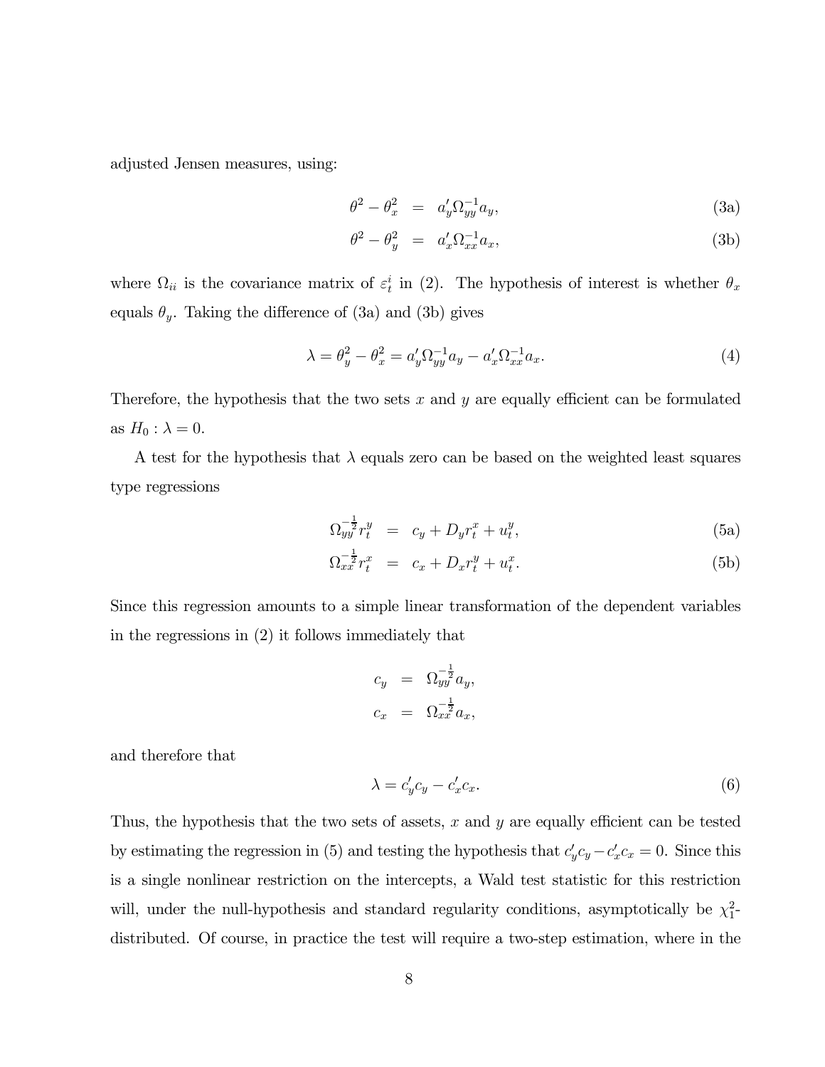adjusted Jensen measures, using:

$$
\begin{aligned}
\theta^2 - \theta_x^2 &= a_y' \Omega_{yy}^{-1} a_y, & \text{(3a)} \\
\theta^2 - \theta_y^2 &= a_x' \Omega_{xx}^{-1} a_x, & \text{(3b)}
\end{aligned}
$$

where $\Omega_{ii}$ is the covariance matrix of $\varepsilon_t^i$ in (2). The hypothesis of interest is whether $\theta_x$ equals $\theta_y$. Taking the difference of (3a) and (3b) gives

$$
\lambda = \theta_y^2 - \theta_x^2 = a_y' \Omega_{yy}^{-1} a_y - a_x' \Omega_{xx}^{-1} a_x. \tag{4}
$$

Therefore, the hypothesis that the two sets $x$ and $y$ are equally efficient can be formulated as $H_0 : \lambda = 0$.

A test for the hypothesis that $\lambda$ equals zero can be based on the weighted least squares type regressions

$$
\begin{aligned}
\Omega_{yy}^{-\frac{1}{2}} r_t^y &= c_y + D_y r_t^x + u_t^y, & \text{(5a)} \\
\Omega_{xx}^{-\frac{1}{2}} r_t^x &= c_x + D_x r_t^y + u_t^x. & \text{(5b)}
\end{aligned}
$$

Since this regression amounts to a simple linear transformation of the dependent variables in the regressions in (2) it follows immediately that

$$
\begin{aligned}
c_y &= \Omega_{yy}^{-\frac{1}{2}} a_y, \\
c_x &= \Omega_{xx}^{-\frac{1}{2}} a_x,
\end{aligned}
$$

and therefore that

$$
\lambda = c_y' c_y - c_x' c_x. \tag{6}
$$

Thus, the hypothesis that the two sets of assets, $x$ and $y$ are equally efficient can be tested by estimating the regression in (5) and testing the hypothesis that $c_y' c_y - c_x' c_x = 0$. Since this is a single nonlinear restriction on the intercepts, a Wald test statistic for this restriction will, under the null-hypothesis and standard regularity conditions, asymptotically be $\chi_1^2$-distributed. Of course, in practice the test will require a two-step estimation, where in the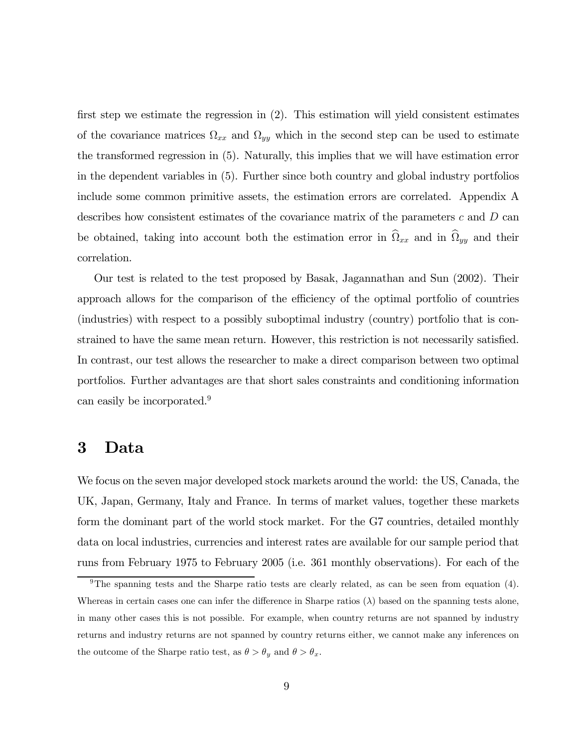first step we estimate the regression in (2). This estimation will yield consistent estimates of the covariance matrices $\Omega_{xx}$ and $\Omega_{yy}$ which in the second step can be used to estimate the transformed regression in (5). Naturally, this implies that we will have estimation error in the dependent variables in (5). Further since both country and global industry portfolios include some common primitive assets, the estimation errors are correlated. Appendix A describes how consistent estimates of the covariance matrix of the parameters $c$ and $D$ can be obtained, taking into account both the estimation error in $\widehat{\Omega}_{xx}$ and in $\widehat{\Omega}_{yy}$ and their correlation.

Our test is related to the test proposed by Basak, Jagannathan and Sun (2002). Their approach allows for the comparison of the efficiency of the optimal portfolio of countries (industries) with respect to a possibly suboptimal industry (country) portfolio that is constrained to have the same mean return. However, this restriction is not necessarily satisfied. In contrast, our test allows the researcher to make a direct comparison between two optimal portfolios. Further advantages are that short sales constraints and conditioning information can easily be incorporated.[9]

# 3 Data

We focus on the seven major developed stock markets around the world: the US, Canada, the UK, Japan, Germany, Italy and France. In terms of market values, together these markets form the dominant part of the world stock market. For the G7 countries, detailed monthly data on local industries, currencies and interest rates are available for our sample period that runs from February 1975 to February 2005 (i.e. 361 monthly observations). For each of the

[9] The spanning tests and the Sharpe ratio tests are clearly related, as can be seen from equation (4). Whereas in certain cases one can infer the difference in Sharpe ratios ($\lambda$) based on the spanning tests alone, in many other cases this is not possible. For example, when country returns are not spanned by industry returns and industry returns are not spanned by country returns either, we cannot make any inferences on the outcome of the Sharpe ratio test, as $\theta > \theta_y$ and $\theta > \theta_x$.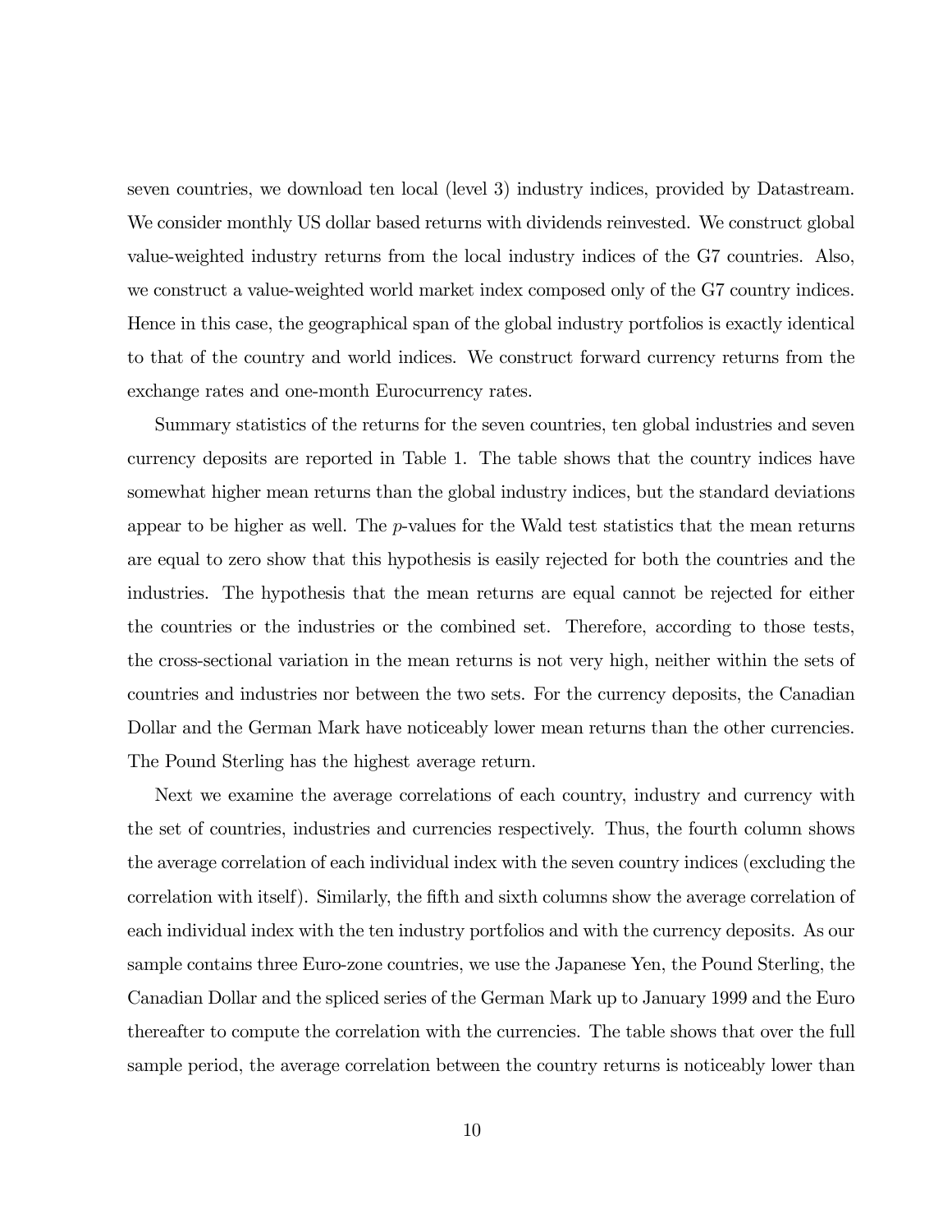seven countries, we download ten local (level 3) industry indices, provided by Datastream. We consider monthly US dollar based returns with dividends reinvested. We construct global value-weighted industry returns from the local industry indices of the G7 countries. Also, we construct a value-weighted world market index composed only of the G7 country indices. Hence in this case, the geographical span of the global industry portfolios is exactly identical to that of the country and world indices. We construct forward currency returns from the exchange rates and one-month Eurocurrency rates.

Summary statistics of the returns for the seven countries, ten global industries and seven currency deposits are reported in Table 1. The table shows that the country indices have somewhat higher mean returns than the global industry indices, but the standard deviations appear to be higher as well. The $p$-values for the Wald test statistics that the mean returns are equal to zero show that this hypothesis is easily rejected for both the countries and the industries. The hypothesis that the mean returns are equal cannot be rejected for either the countries or the industries or the combined set. Therefore, according to those tests, the cross-sectional variation in the mean returns is not very high, neither within the sets of countries and industries nor between the two sets. For the currency deposits, the Canadian Dollar and the German Mark have noticeably lower mean returns than the other currencies. The Pound Sterling has the highest average return.

Next we examine the average correlations of each country, industry and currency with the set of countries, industries and currencies respectively. Thus, the fourth column shows the average correlation of each individual index with the seven country indices (excluding the correlation with itself). Similarly, the fifth and sixth columns show the average correlation of each individual index with the ten industry portfolios and with the currency deposits. As our sample contains three Euro-zone countries, we use the Japanese Yen, the Pound Sterling, the Canadian Dollar and the spliced series of the German Mark up to January 1999 and the Euro thereafter to compute the correlation with the currencies. The table shows that over the full sample period, the average correlation between the country returns is noticeably lower than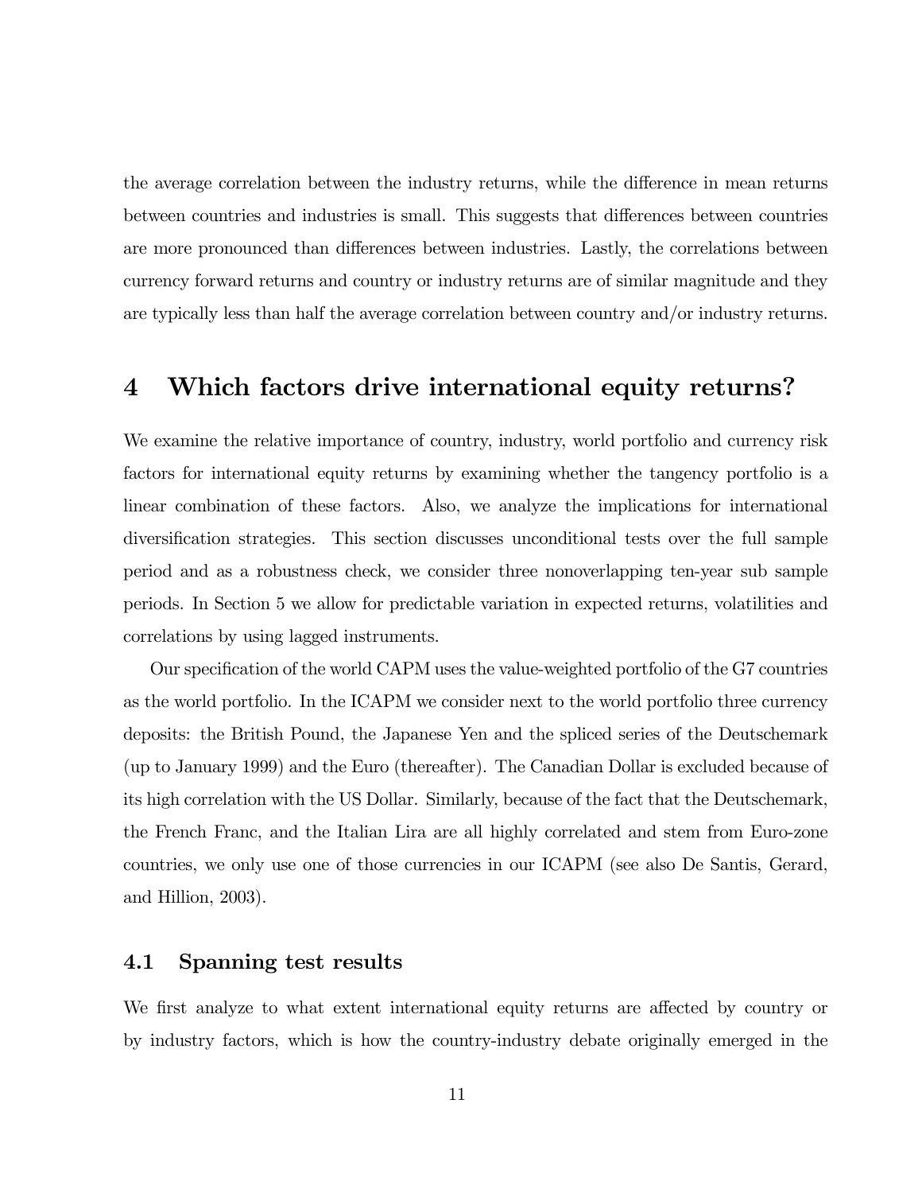the average correlation between the industry returns, while the difference in mean returns between countries and industries is small. This suggests that differences between countries are more pronounced than differences between industries. Lastly, the correlations between currency forward returns and country or industry returns are of similar magnitude and they are typically less than half the average correlation between country and/or industry returns.

# 4 Which factors drive international equity returns?

We examine the relative importance of country, industry, world portfolio and currency risk factors for international equity returns by examining whether the tangency portfolio is a linear combination of these factors. Also, we analyze the implications for international diversification strategies. This section discusses unconditional tests over the full sample period and as a robustness check, we consider three nonoverlapping ten-year sub sample periods. In Section 5 we allow for predictable variation in expected returns, volatilities and correlations by using lagged instruments.

Our specification of the world CAPM uses the value-weighted portfolio of the G7 countries as the world portfolio. In the ICAPM we consider next to the world portfolio three currency deposits: the British Pound, the Japanese Yen and the spliced series of the Deutschemark (up to January 1999) and the Euro (thereafter). The Canadian Dollar is excluded because of its high correlation with the US Dollar. Similarly, because of the fact that the Deutschemark, the French Franc, and the Italian Lira are all highly correlated and stem from Euro-zone countries, we only use one of those currencies in our ICAPM (see also De Santis, Gerard, and Hillion, 2003).

## 4.1 Spanning test results

We first analyze to what extent international equity returns are affected by country or by industry factors, which is how the country-industry debate originally emerged in the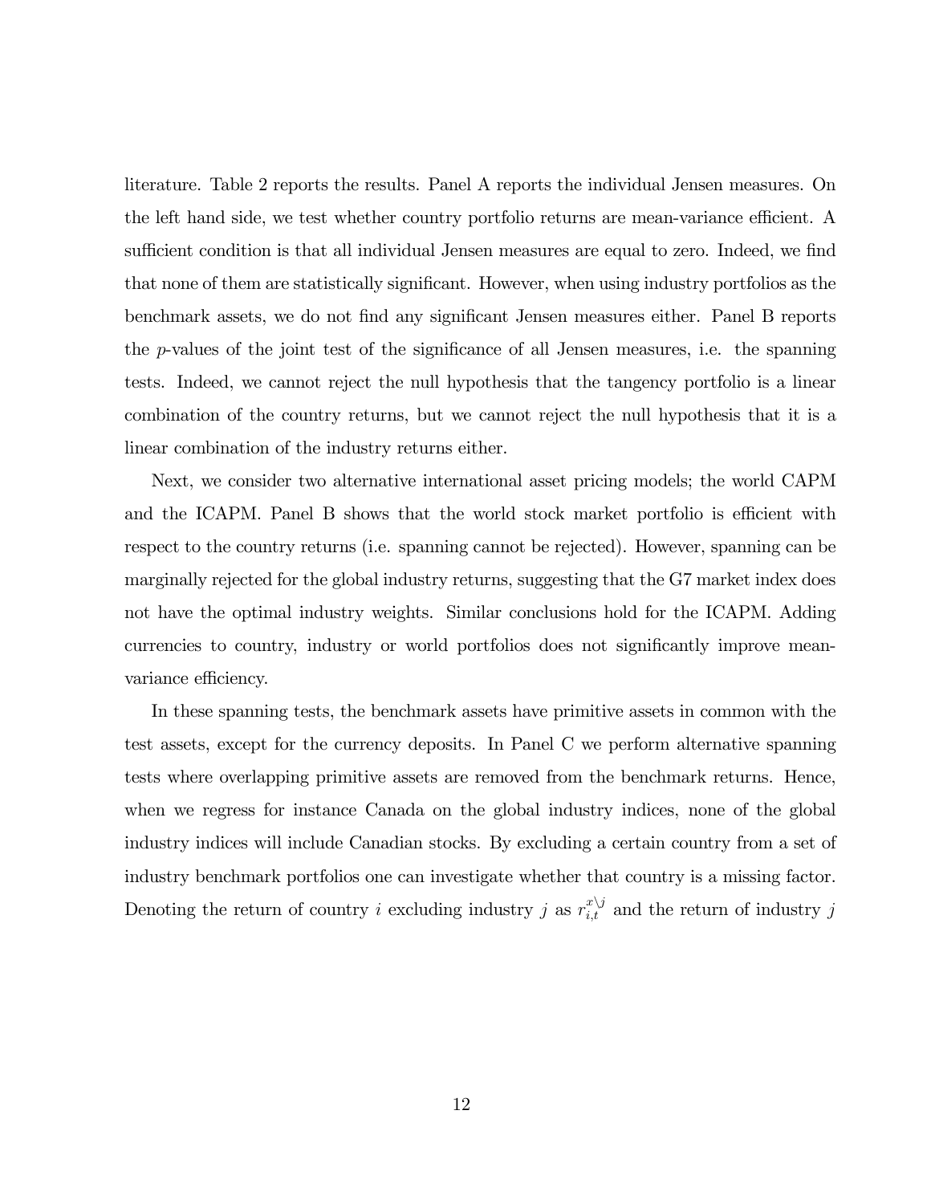literature. Table 2 reports the results. Panel A reports the individual Jensen measures. On the left hand side, we test whether country portfolio returns are mean-variance efficient. A sufficient condition is that all individual Jensen measures are equal to zero. Indeed, we find that none of them are statistically significant. However, when using industry portfolios as the benchmark assets, we do not find any significant Jensen measures either. Panel B reports the $p$-values of the joint test of the significance of all Jensen measures, i.e. the spanning tests. Indeed, we cannot reject the null hypothesis that the tangency portfolio is a linear combination of the country returns, but we cannot reject the null hypothesis that it is a linear combination of the industry returns either.

Next, we consider two alternative international asset pricing models; the world CAPM and the ICAPM. Panel B shows that the world stock market portfolio is efficient with respect to the country returns (i.e. spanning cannot be rejected). However, spanning can be marginally rejected for the global industry returns, suggesting that the G7 market index does not have the optimal industry weights. Similar conclusions hold for the ICAPM. Adding currencies to country, industry or world portfolios does not significantly improve mean-variance efficiency.

In these spanning tests, the benchmark assets have primitive assets in common with the test assets, except for the currency deposits. In Panel C we perform alternative spanning tests where overlapping primitive assets are removed from the benchmark returns. Hence, when we regress for instance Canada on the global industry indices, none of the global industry indices will include Canadian stocks. By excluding a certain country from a set of industry benchmark portfolios one can investigate whether that country is a missing factor. Denoting the return of country $i$ excluding industry $j$ as $r_{i,t}^{x\backslash j}$ and the return of industry $j$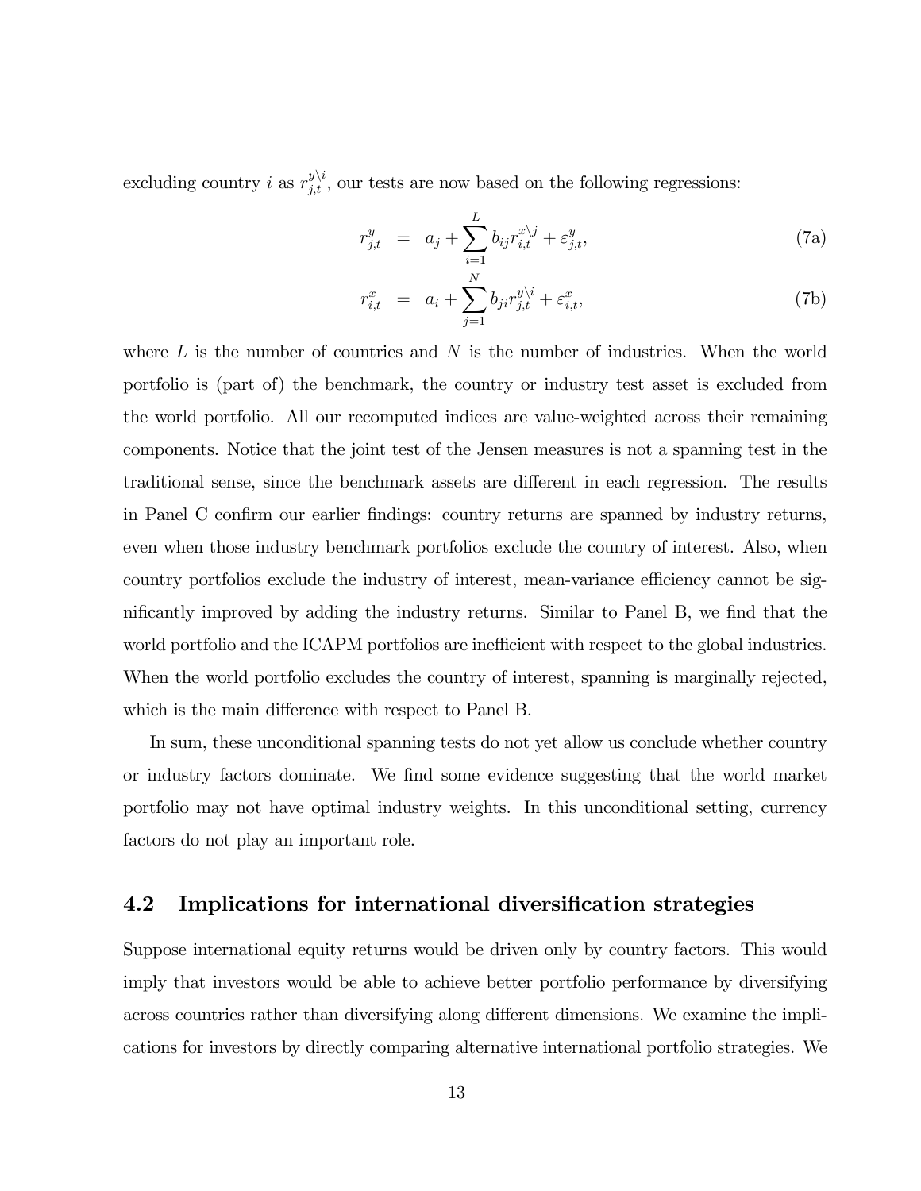excluding country $i$ as $r_{j,t}^{y\backslash i}$, our tests are now based on the following regressions:

$$
\begin{aligned}
r_{j,t}^{y} &= a_j + \sum_{i=1}^{L} b_{ij} r_{i,t}^{x\backslash j} + \varepsilon_{j,t}^{y}, \qquad \text{(7a)} \\
r_{i,t}^{x} &= a_i + \sum_{j=1}^{N} b_{ji} r_{j,t}^{y\backslash i} + \varepsilon_{i,t}^{x}, \qquad \text{(7b)}
\end{aligned}
$$

where $L$ is the number of countries and $N$ is the number of industries. When the world portfolio is (part of) the benchmark, the country or industry test asset is excluded from the world portfolio. All our recomputed indices are value-weighted across their remaining components. Notice that the joint test of the Jensen measures is not a spanning test in the traditional sense, since the benchmark assets are different in each regression. The results in Panel C confirm our earlier findings: country returns are spanned by industry returns, even when those industry benchmark portfolios exclude the country of interest. Also, when country portfolios exclude the industry of interest, mean-variance efficiency cannot be significantly improved by adding the industry returns. Similar to Panel B, we find that the world portfolio and the ICAPM portfolios are inefficient with respect to the global industries. When the world portfolio excludes the country of interest, spanning is marginally rejected, which is the main difference with respect to Panel B.

In sum, these unconditional spanning tests do not yet allow us conclude whether country or industry factors dominate. We find some evidence suggesting that the world market portfolio may not have optimal industry weights. In this unconditional setting, currency factors do not play an important role.

## 4.2 Implications for international diversification strategies

Suppose international equity returns would be driven only by country factors. This would imply that investors would be able to achieve better portfolio performance by diversifying across countries rather than diversifying along different dimensions. We examine the implications for investors by directly comparing alternative international portfolio strategies. We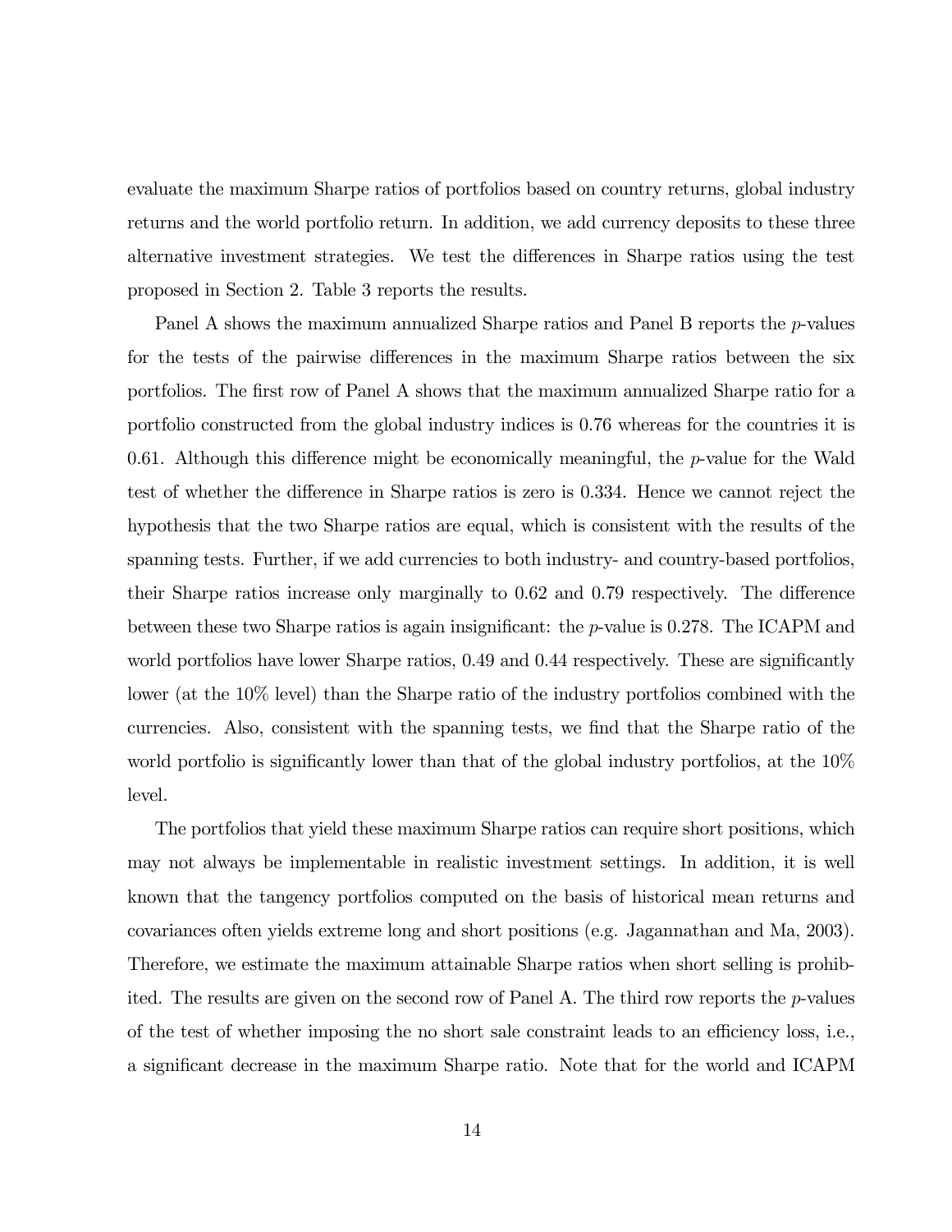evaluate the maximum Sharpe ratios of portfolios based on country returns, global industry returns and the world portfolio return. In addition, we add currency deposits to these three alternative investment strategies. We test the differences in Sharpe ratios using the test proposed in Section 2. Table 3 reports the results.

Panel A shows the maximum annualized Sharpe ratios and Panel B reports the $p$-values for the tests of the pairwise differences in the maximum Sharpe ratios between the six portfolios. The first row of Panel A shows that the maximum annualized Sharpe ratio for a portfolio constructed from the global industry indices is 0.76 whereas for the countries it is 0.61. Although this difference might be economically meaningful, the $p$-value for the Wald test of whether the difference in Sharpe ratios is zero is 0.334. Hence we cannot reject the hypothesis that the two Sharpe ratios are equal, which is consistent with the results of the spanning tests. Further, if we add currencies to both industry- and country-based portfolios, their Sharpe ratios increase only marginally to 0.62 and 0.79 respectively. The difference between these two Sharpe ratios is again insignificant: the $p$-value is 0.278. The ICAPM and world portfolios have lower Sharpe ratios, 0.49 and 0.44 respectively. These are significantly lower (at the 10% level) than the Sharpe ratio of the industry portfolios combined with the currencies. Also, consistent with the spanning tests, we find that the Sharpe ratio of the world portfolio is significantly lower than that of the global industry portfolios, at the 10% level.

The portfolios that yield these maximum Sharpe ratios can require short positions, which may not always be implementable in realistic investment settings. In addition, it is well known that the tangency portfolios computed on the basis of historical mean returns and covariances often yields extreme long and short positions (e.g. Jagannathan and Ma, 2003). Therefore, we estimate the maximum attainable Sharpe ratios when short selling is prohibited. The results are given on the second row of Panel A. The third row reports the $p$-values of the test of whether imposing the no short sale constraint leads to an efficiency loss, i.e., a significant decrease in the maximum Sharpe ratio. Note that for the world and ICAPM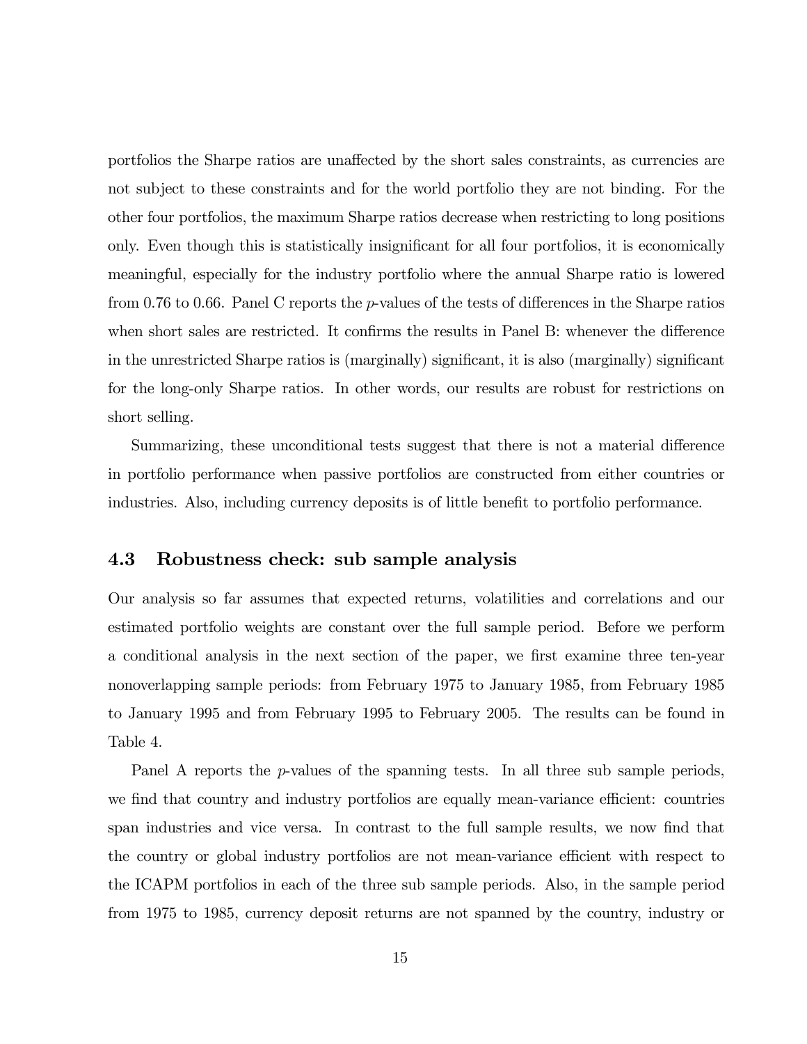portfolios the Sharpe ratios are unaffected by the short sales constraints, as currencies are not subject to these constraints and for the world portfolio they are not binding. For the other four portfolios, the maximum Sharpe ratios decrease when restricting to long positions only. Even though this is statistically insignificant for all four portfolios, it is economically meaningful, especially for the industry portfolio where the annual Sharpe ratio is lowered from 0.76 to 0.66. Panel C reports the $p$-values of the tests of differences in the Sharpe ratios when short sales are restricted. It confirms the results in Panel B: whenever the difference in the unrestricted Sharpe ratios is (marginally) significant, it is also (marginally) significant for the long-only Sharpe ratios. In other words, our results are robust for restrictions on short selling.

Summarizing, these unconditional tests suggest that there is not a material difference in portfolio performance when passive portfolios are constructed from either countries or industries. Also, including currency deposits is of little benefit to portfolio performance.

### 4.3 Robustness check: sub sample analysis

Our analysis so far assumes that expected returns, volatilities and correlations and our estimated portfolio weights are constant over the full sample period. Before we perform a conditional analysis in the next section of the paper, we first examine three ten-year nonoverlapping sample periods: from February 1975 to January 1985, from February 1985 to January 1995 and from February 1995 to February 2005. The results can be found in Table 4.

Panel A reports the $p$-values of the spanning tests. In all three sub sample periods, we find that country and industry portfolios are equally mean-variance efficient: countries span industries and vice versa. In contrast to the full sample results, we now find that the country or global industry portfolios are not mean-variance efficient with respect to the ICAPM portfolios in each of the three sub sample periods. Also, in the sample period from 1975 to 1985, currency deposit returns are not spanned by the country, industry or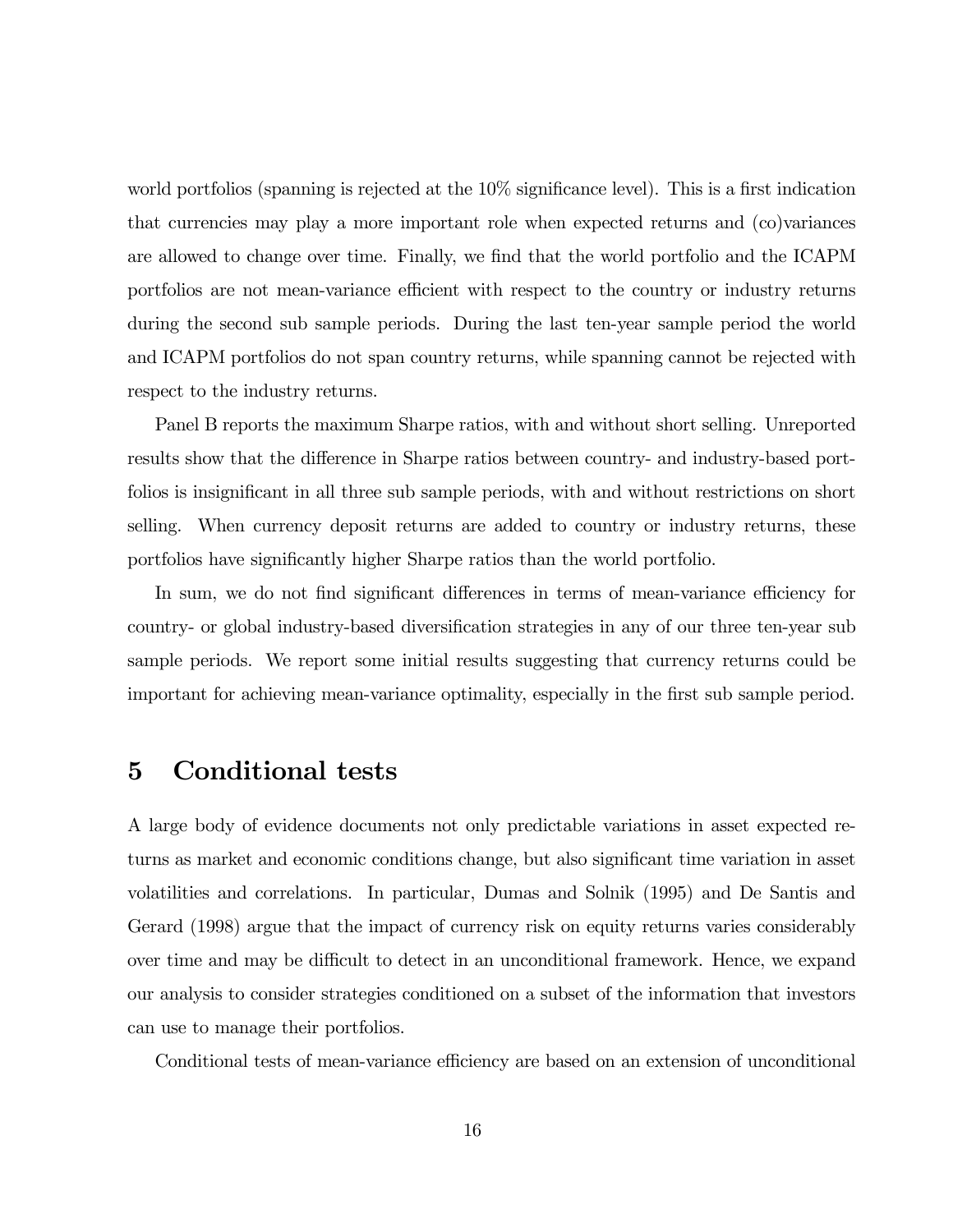world portfolios (spanning is rejected at the 10% significance level). This is a first indication that currencies may play a more important role when expected returns and (co)variances are allowed to change over time. Finally, we find that the world portfolio and the ICAPM portfolios are not mean-variance efficient with respect to the country or industry returns during the second sub sample periods. During the last ten-year sample period the world and ICAPM portfolios do not span country returns, while spanning cannot be rejected with respect to the industry returns.

Panel B reports the maximum Sharpe ratios, with and without short selling. Unreported results show that the difference in Sharpe ratios between country- and industry-based portfolios is insignificant in all three sub sample periods, with and without restrictions on short selling. When currency deposit returns are added to country or industry returns, these portfolios have significantly higher Sharpe ratios than the world portfolio.

In sum, we do not find significant differences in terms of mean-variance efficiency for country- or global industry-based diversification strategies in any of our three ten-year sub sample periods. We report some initial results suggesting that currency returns could be important for achieving mean-variance optimality, especially in the first sub sample period.

# 5 Conditional tests

A large body of evidence documents not only predictable variations in asset expected returns as market and economic conditions change, but also significant time variation in asset volatilities and correlations. In particular, Dumas and Solnik (1995) and De Santis and Gerard (1998) argue that the impact of currency risk on equity returns varies considerably over time and may be difficult to detect in an unconditional framework. Hence, we expand our analysis to consider strategies conditioned on a subset of the information that investors can use to manage their portfolios.

Conditional tests of mean-variance efficiency are based on an extension of unconditional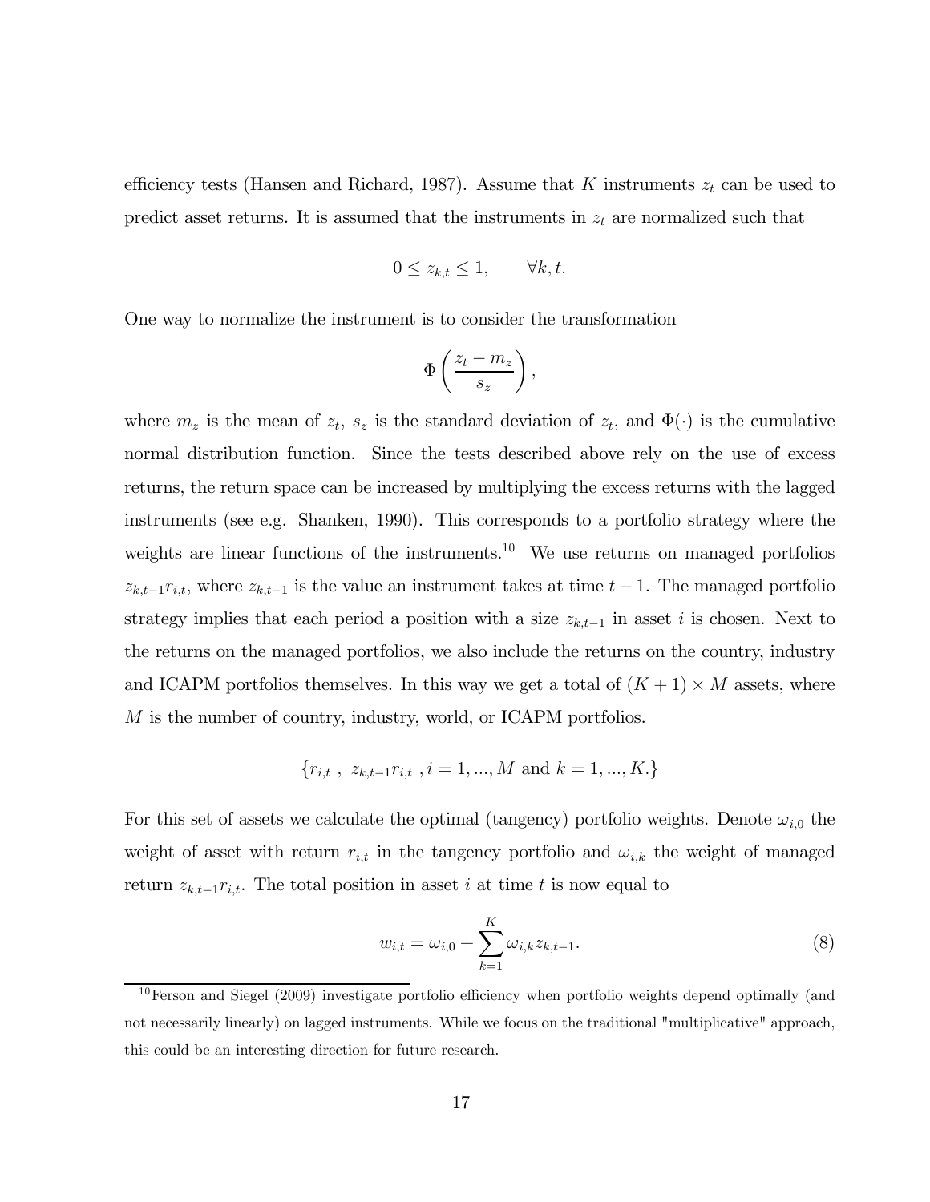efficiency tests (Hansen and Richard, 1987). Assume that $K$ instruments $z_t$ can be used to predict asset returns. It is assumed that the instruments in $z_t$ are normalized such that

$$0 \leq z_{k,t} \leq 1, \qquad \forall k, t.$$

One way to normalize the instrument is to consider the transformation

$$\Phi\left(\frac{z_t - m_z}{s_z}\right),$$

where $m_z$ is the mean of $z_t$, $s_z$ is the standard deviation of $z_t$, and $\Phi(\cdot)$ is the cumulative normal distribution function. Since the tests described above rely on the use of excess returns, the return space can be increased by multiplying the excess returns with the lagged instruments (see e.g. Shanken, 1990). This corresponds to a portfolio strategy where the weights are linear functions of the instruments.[10] We use returns on managed portfolios $z_{k,t-1}r_{i,t}$, where $z_{k,t-1}$ is the value an instrument takes at time $t-1$. The managed portfolio strategy implies that each period a position with a size $z_{k,t-1}$ in asset $i$ is chosen. Next to the returns on the managed portfolios, we also include the returns on the country, industry and ICAPM portfolios themselves. In this way we get a total of $(K+1) \times M$ assets, where $M$ is the number of country, industry, world, or ICAPM portfolios.

$$\{r_{i,t}\ ,\ z_{k,t-1}r_{i,t}\ , i = 1, ..., M \text{ and } k = 1, ..., K.\}$$

For this set of assets we calculate the optimal (tangency) portfolio weights. Denote $\omega_{i,0}$ the weight of asset with return $r_{i,t}$ in the tangency portfolio and $\omega_{i,k}$ the weight of managed return $z_{k,t-1}r_{i,t}$. The total position in asset $i$ at time $t$ is now equal to

$$w_{i,t} = \omega_{i,0} + \sum_{k=1}^{K} \omega_{i,k} z_{k,t-1}. \tag{8}$$

[10] Ferson and Siegel (2009) investigate portfolio efficiency when portfolio weights depend optimally (and not necessarily linearly) on lagged instruments. While we focus on the traditional "multiplicative" approach, this could be an interesting direction for future research.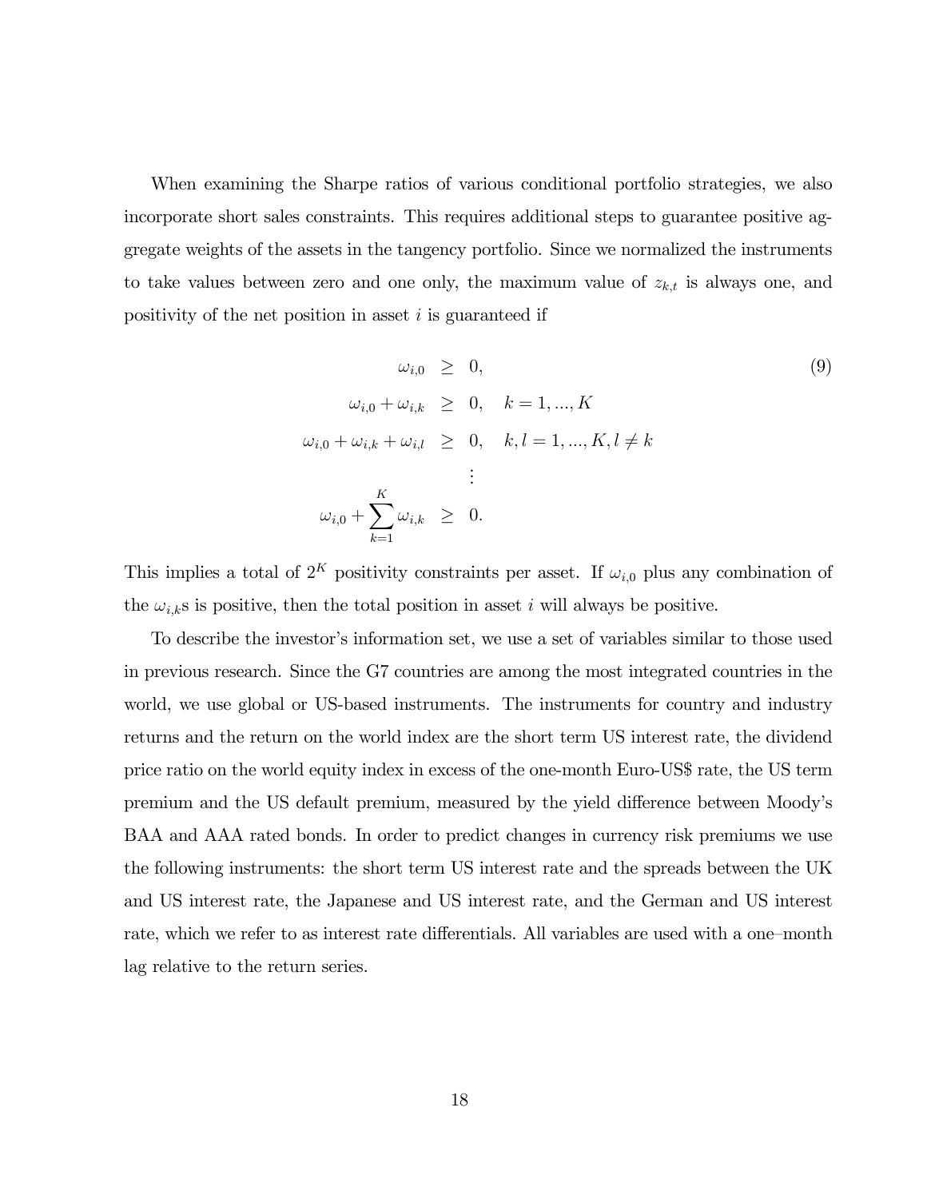When examining the Sharpe ratios of various conditional portfolio strategies, we also incorporate short sales constraints. This requires additional steps to guarantee positive aggregate weights of the assets in the tangency portfolio. Since we normalized the instruments to take values between zero and one only, the maximum value of $z_{k,t}$ is always one, and positivity of the net position in asset $i$ is guaranteed if

$$
\begin{aligned}
\omega_{i,0} &\geq 0, \\
\omega_{i,0} + \omega_{i,k} &\geq 0, \quad k = 1, ..., K \\
\omega_{i,0} + \omega_{i,k} + \omega_{i,l} &\geq 0, \quad k, l = 1, ..., K, l \neq k \\
&\vdots \\
\omega_{i,0} + \sum_{k=1}^{K} \omega_{i,k} &\geq 0.
\end{aligned}
\tag{9}
$$

This implies a total of $2^K$ positivity constraints per asset. If $\omega_{i,0}$ plus any combination of the $\omega_{i,k}$s is positive, then the total position in asset $i$ will always be positive.

To describe the investor's information set, we use a set of variables similar to those used in previous research. Since the G7 countries are among the most integrated countries in the world, we use global or US-based instruments. The instruments for country and industry returns and the return on the world index are the short term US interest rate, the dividend price ratio on the world equity index in excess of the one-month Euro-US$ rate, the US term premium and the US default premium, measured by the yield difference between Moody's BAA and AAA rated bonds. In order to predict changes in currency risk premiums we use the following instruments: the short term US interest rate and the spreads between the UK and US interest rate, the Japanese and US interest rate, and the German and US interest rate, which we refer to as interest rate differentials. All variables are used with a one–month lag relative to the return series.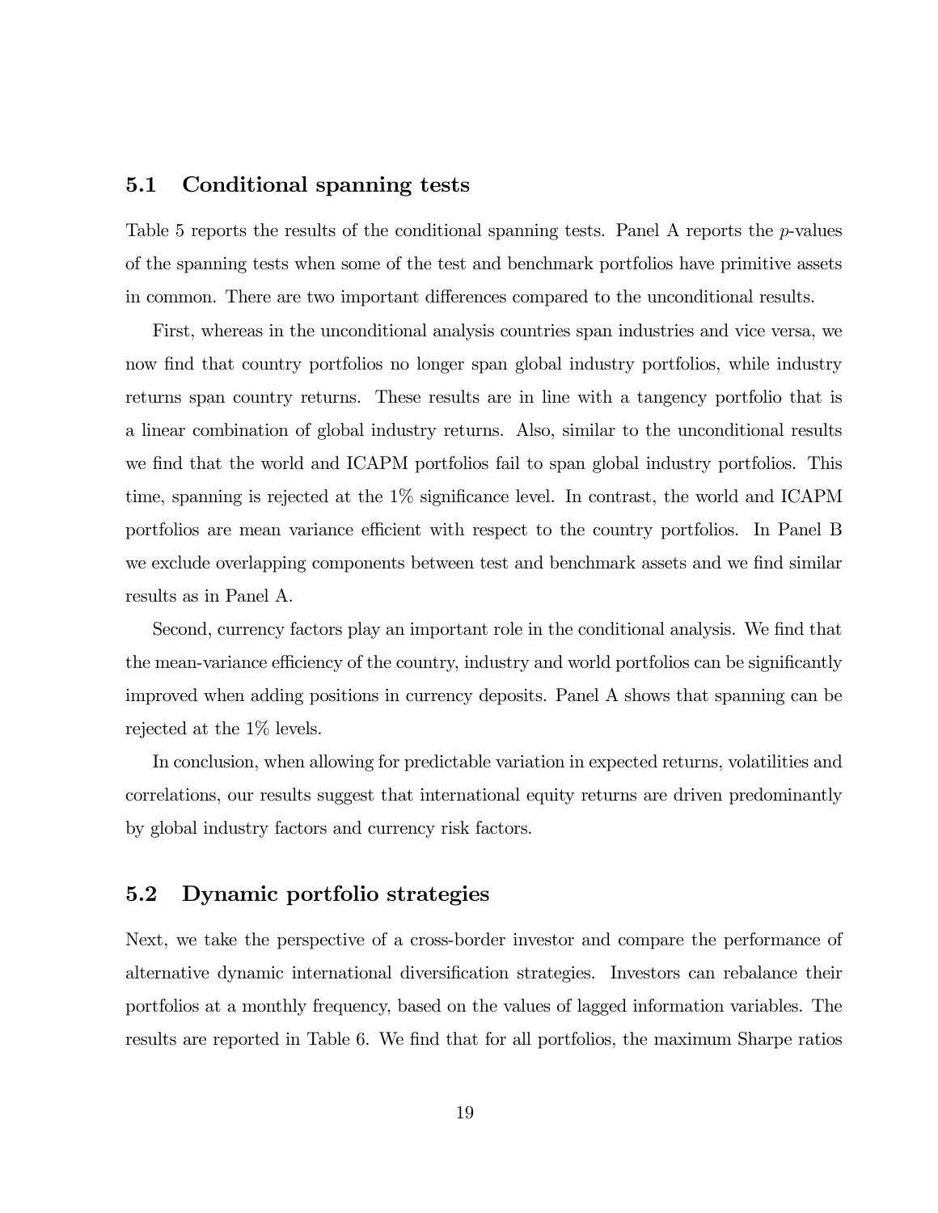## 5.1 Conditional spanning tests

Table 5 reports the results of the conditional spanning tests. Panel A reports the $p$-values of the spanning tests when some of the test and benchmark portfolios have primitive assets in common. There are two important differences compared to the unconditional results.

First, whereas in the unconditional analysis countries span industries and vice versa, we now find that country portfolios no longer span global industry portfolios, while industry returns span country returns. These results are in line with a tangency portfolio that is a linear combination of global industry returns. Also, similar to the unconditional results we find that the world and ICAPM portfolios fail to span global industry portfolios. This time, spanning is rejected at the 1% significance level. In contrast, the world and ICAPM portfolios are mean variance efficient with respect to the country portfolios. In Panel B we exclude overlapping components between test and benchmark assets and we find similar results as in Panel A.

Second, currency factors play an important role in the conditional analysis. We find that the mean-variance efficiency of the country, industry and world portfolios can be significantly improved when adding positions in currency deposits. Panel A shows that spanning can be rejected at the 1% levels.

In conclusion, when allowing for predictable variation in expected returns, volatilities and correlations, our results suggest that international equity returns are driven predominantly by global industry factors and currency risk factors.

## 5.2 Dynamic portfolio strategies

Next, we take the perspective of a cross-border investor and compare the performance of alternative dynamic international diversification strategies. Investors can rebalance their portfolios at a monthly frequency, based on the values of lagged information variables. The results are reported in Table 6. We find that for all portfolios, the maximum Sharpe ratios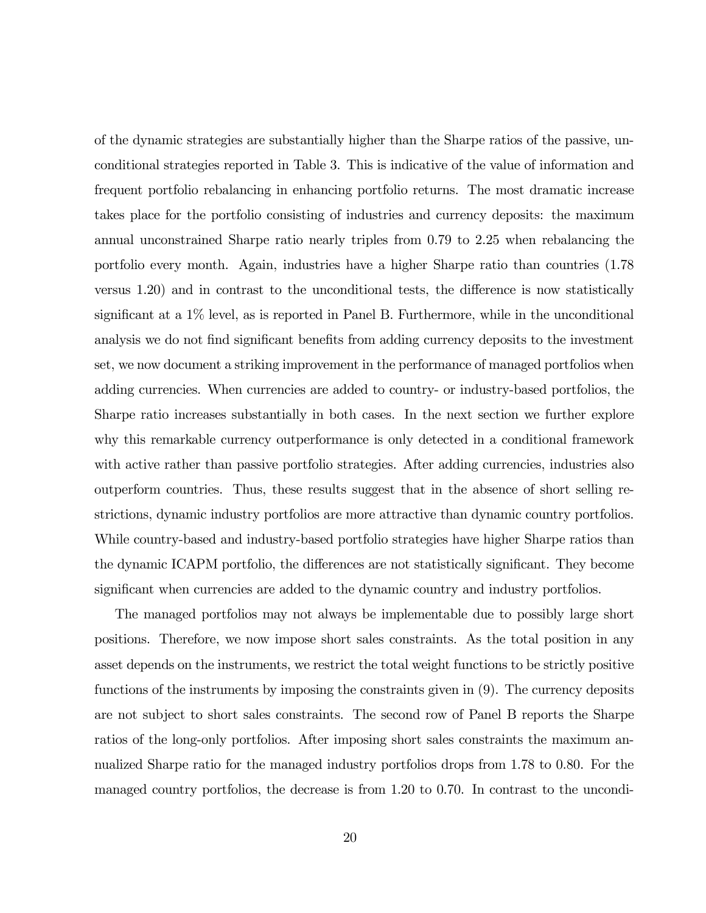of the dynamic strategies are substantially higher than the Sharpe ratios of the passive, unconditional strategies reported in Table 3. This is indicative of the value of information and frequent portfolio rebalancing in enhancing portfolio returns. The most dramatic increase takes place for the portfolio consisting of industries and currency deposits: the maximum annual unconstrained Sharpe ratio nearly triples from 0.79 to 2.25 when rebalancing the portfolio every month. Again, industries have a higher Sharpe ratio than countries (1.78 versus 1.20) and in contrast to the unconditional tests, the difference is now statistically significant at a 1% level, as is reported in Panel B. Furthermore, while in the unconditional analysis we do not find significant benefits from adding currency deposits to the investment set, we now document a striking improvement in the performance of managed portfolios when adding currencies. When currencies are added to country- or industry-based portfolios, the Sharpe ratio increases substantially in both cases. In the next section we further explore why this remarkable currency outperformance is only detected in a conditional framework with active rather than passive portfolio strategies. After adding currencies, industries also outperform countries. Thus, these results suggest that in the absence of short selling restrictions, dynamic industry portfolios are more attractive than dynamic country portfolios. While country-based and industry-based portfolio strategies have higher Sharpe ratios than the dynamic ICAPM portfolio, the differences are not statistically significant. They become significant when currencies are added to the dynamic country and industry portfolios.

The managed portfolios may not always be implementable due to possibly large short positions. Therefore, we now impose short sales constraints. As the total position in any asset depends on the instruments, we restrict the total weight functions to be strictly positive functions of the instruments by imposing the constraints given in (9). The currency deposits are not subject to short sales constraints. The second row of Panel B reports the Sharpe ratios of the long-only portfolios. After imposing short sales constraints the maximum annualized Sharpe ratio for the managed industry portfolios drops from 1.78 to 0.80. For the managed country portfolios, the decrease is from 1.20 to 0.70. In contrast to the uncondi-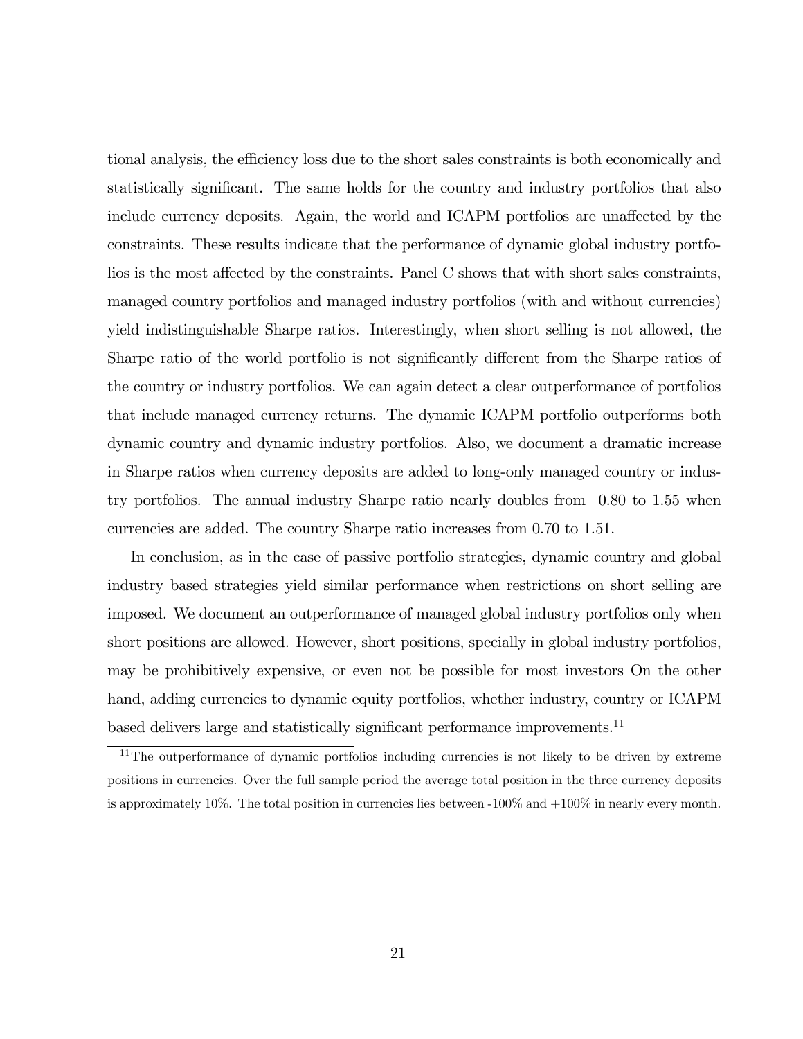tional analysis, the efficiency loss due to the short sales constraints is both economically and statistically significant. The same holds for the country and industry portfolios that also include currency deposits. Again, the world and ICAPM portfolios are unaffected by the constraints. These results indicate that the performance of dynamic global industry portfolios is the most affected by the constraints. Panel C shows that with short sales constraints, managed country portfolios and managed industry portfolios (with and without currencies) yield indistinguishable Sharpe ratios. Interestingly, when short selling is not allowed, the Sharpe ratio of the world portfolio is not significantly different from the Sharpe ratios of the country or industry portfolios. We can again detect a clear outperformance of portfolios that include managed currency returns. The dynamic ICAPM portfolio outperforms both dynamic country and dynamic industry portfolios. Also, we document a dramatic increase in Sharpe ratios when currency deposits are added to long-only managed country or industry portfolios. The annual industry Sharpe ratio nearly doubles from 0.80 to 1.55 when currencies are added. The country Sharpe ratio increases from 0.70 to 1.51.

In conclusion, as in the case of passive portfolio strategies, dynamic country and global industry based strategies yield similar performance when restrictions on short selling are imposed. We document an outperformance of managed global industry portfolios only when short positions are allowed. However, short positions, specially in global industry portfolios, may be prohibitively expensive, or even not be possible for most investors On the other hand, adding currencies to dynamic equity portfolios, whether industry, country or ICAPM based delivers large and statistically significant performance improvements.[11]

[11] The outperformance of dynamic portfolios including currencies is not likely to be driven by extreme positions in currencies. Over the full sample period the average total position in the three currency deposits is approximately 10%. The total position in currencies lies between -100% and +100% in nearly every month.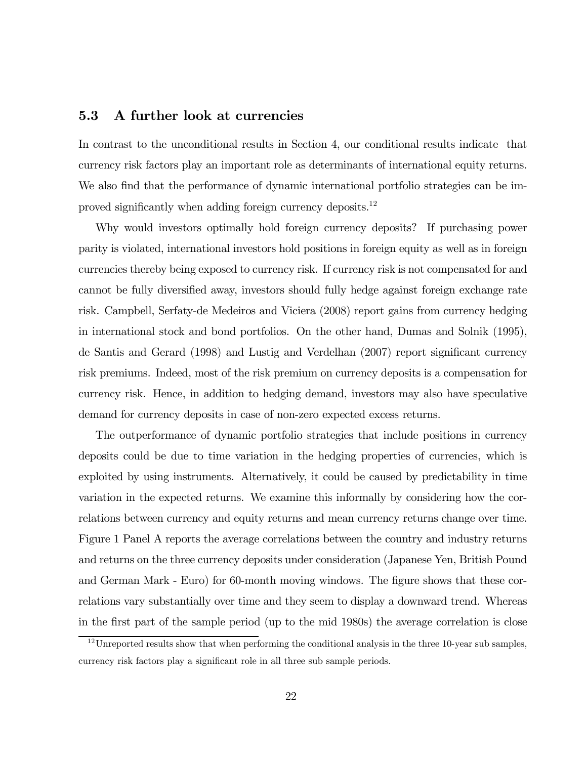### 5.3 A further look at currencies

In contrast to the unconditional results in Section 4, our conditional results indicate that currency risk factors play an important role as determinants of international equity returns. We also find that the performance of dynamic international portfolio strategies can be improved significantly when adding foreign currency deposits.[12]

Why would investors optimally hold foreign currency deposits? If purchasing power parity is violated, international investors hold positions in foreign equity as well as in foreign currencies thereby being exposed to currency risk. If currency risk is not compensated for and cannot be fully diversified away, investors should fully hedge against foreign exchange rate risk. Campbell, Serfaty-de Medeiros and Viciera (2008) report gains from currency hedging in international stock and bond portfolios. On the other hand, Dumas and Solnik (1995), de Santis and Gerard (1998) and Lustig and Verdelhan (2007) report significant currency risk premiums. Indeed, most of the risk premium on currency deposits is a compensation for currency risk. Hence, in addition to hedging demand, investors may also have speculative demand for currency deposits in case of non-zero expected excess returns.

The outperformance of dynamic portfolio strategies that include positions in currency deposits could be due to time variation in the hedging properties of currencies, which is exploited by using instruments. Alternatively, it could be caused by predictability in time variation in the expected returns. We examine this informally by considering how the correlations between currency and equity returns and mean currency returns change over time. Figure 1 Panel A reports the average correlations between the country and industry returns and returns on the three currency deposits under consideration (Japanese Yen, British Pound and German Mark - Euro) for 60-month moving windows. The figure shows that these correlations vary substantially over time and they seem to display a downward trend. Whereas in the first part of the sample period (up to the mid 1980s) the average correlation is close

[12] Unreported results show that when performing the conditional analysis in the three 10-year sub samples, currency risk factors play a significant role in all three sub sample periods.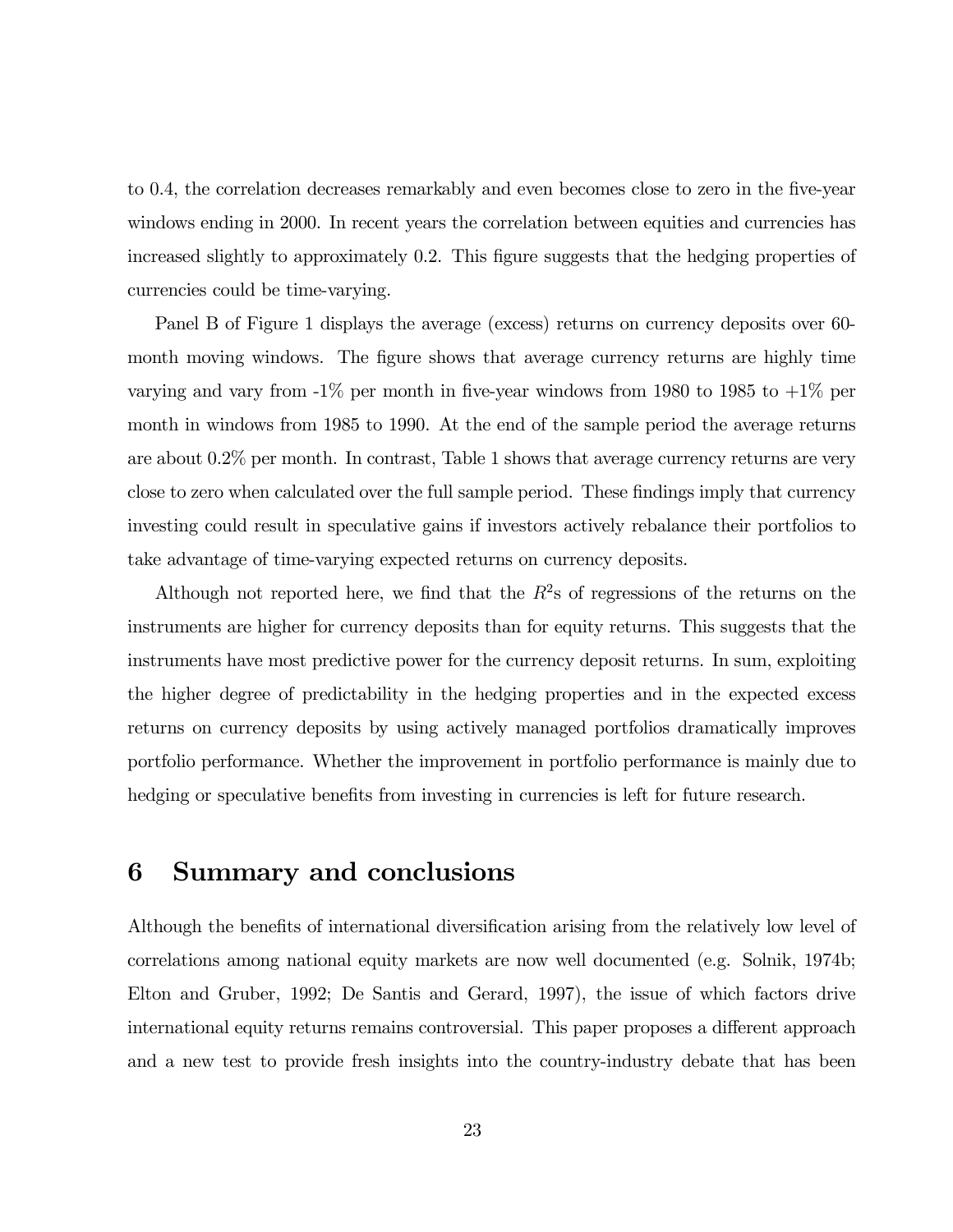to 0.4, the correlation decreases remarkably and even becomes close to zero in the five-year windows ending in 2000. In recent years the correlation between equities and currencies has increased slightly to approximately 0.2. This figure suggests that the hedging properties of currencies could be time-varying.

Panel B of Figure 1 displays the average (excess) returns on currency deposits over 60-month moving windows. The figure shows that average currency returns are highly time varying and vary from -1% per month in five-year windows from 1980 to 1985 to +1% per month in windows from 1985 to 1990. At the end of the sample period the average returns are about 0.2% per month. In contrast, Table 1 shows that average currency returns are very close to zero when calculated over the full sample period. These findings imply that currency investing could result in speculative gains if investors actively rebalance their portfolios to take advantage of time-varying expected returns on currency deposits.

Although not reported here, we find that the $R^2$s of regressions of the returns on the instruments are higher for currency deposits than for equity returns. This suggests that the instruments have most predictive power for the currency deposit returns. In sum, exploiting the higher degree of predictability in the hedging properties and in the expected excess returns on currency deposits by using actively managed portfolios dramatically improves portfolio performance. Whether the improvement in portfolio performance is mainly due to hedging or speculative benefits from investing in currencies is left for future research.

# 6 Summary and conclusions

Although the benefits of international diversification arising from the relatively low level of correlations among national equity markets are now well documented (e.g. Solnik, 1974b; Elton and Gruber, 1992; De Santis and Gerard, 1997), the issue of which factors drive international equity returns remains controversial. This paper proposes a different approach and a new test to provide fresh insights into the country-industry debate that has been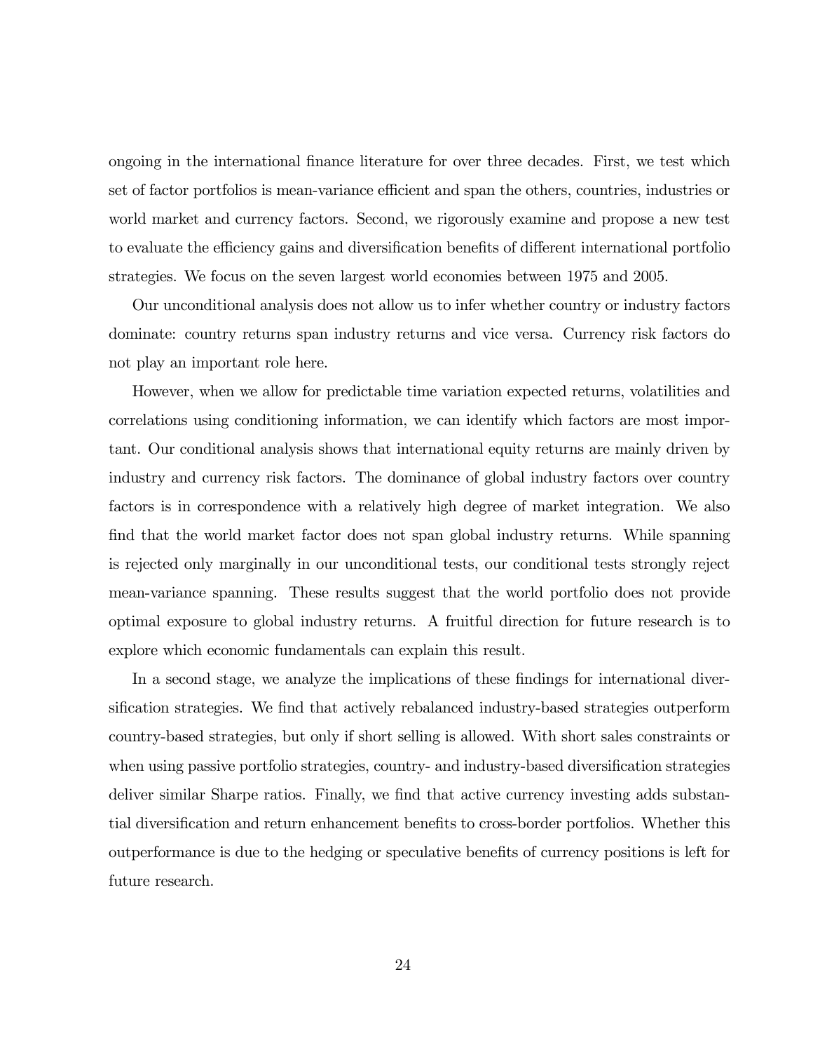ongoing in the international finance literature for over three decades. First, we test which set of factor portfolios is mean-variance efficient and span the others, countries, industries or world market and currency factors. Second, we rigorously examine and propose a new test to evaluate the efficiency gains and diversification benefits of different international portfolio strategies. We focus on the seven largest world economies between 1975 and 2005.

Our unconditional analysis does not allow us to infer whether country or industry factors dominate: country returns span industry returns and vice versa. Currency risk factors do not play an important role here.

However, when we allow for predictable time variation expected returns, volatilities and correlations using conditioning information, we can identify which factors are most important. Our conditional analysis shows that international equity returns are mainly driven by industry and currency risk factors. The dominance of global industry factors over country factors is in correspondence with a relatively high degree of market integration. We also find that the world market factor does not span global industry returns. While spanning is rejected only marginally in our unconditional tests, our conditional tests strongly reject mean-variance spanning. These results suggest that the world portfolio does not provide optimal exposure to global industry returns. A fruitful direction for future research is to explore which economic fundamentals can explain this result.

In a second stage, we analyze the implications of these findings for international diversification strategies. We find that actively rebalanced industry-based strategies outperform country-based strategies, but only if short selling is allowed. With short sales constraints or when using passive portfolio strategies, country- and industry-based diversification strategies deliver similar Sharpe ratios. Finally, we find that active currency investing adds substantial diversification and return enhancement benefits to cross-border portfolios. Whether this outperformance is due to the hedging or speculative benefits of currency positions is left for future research.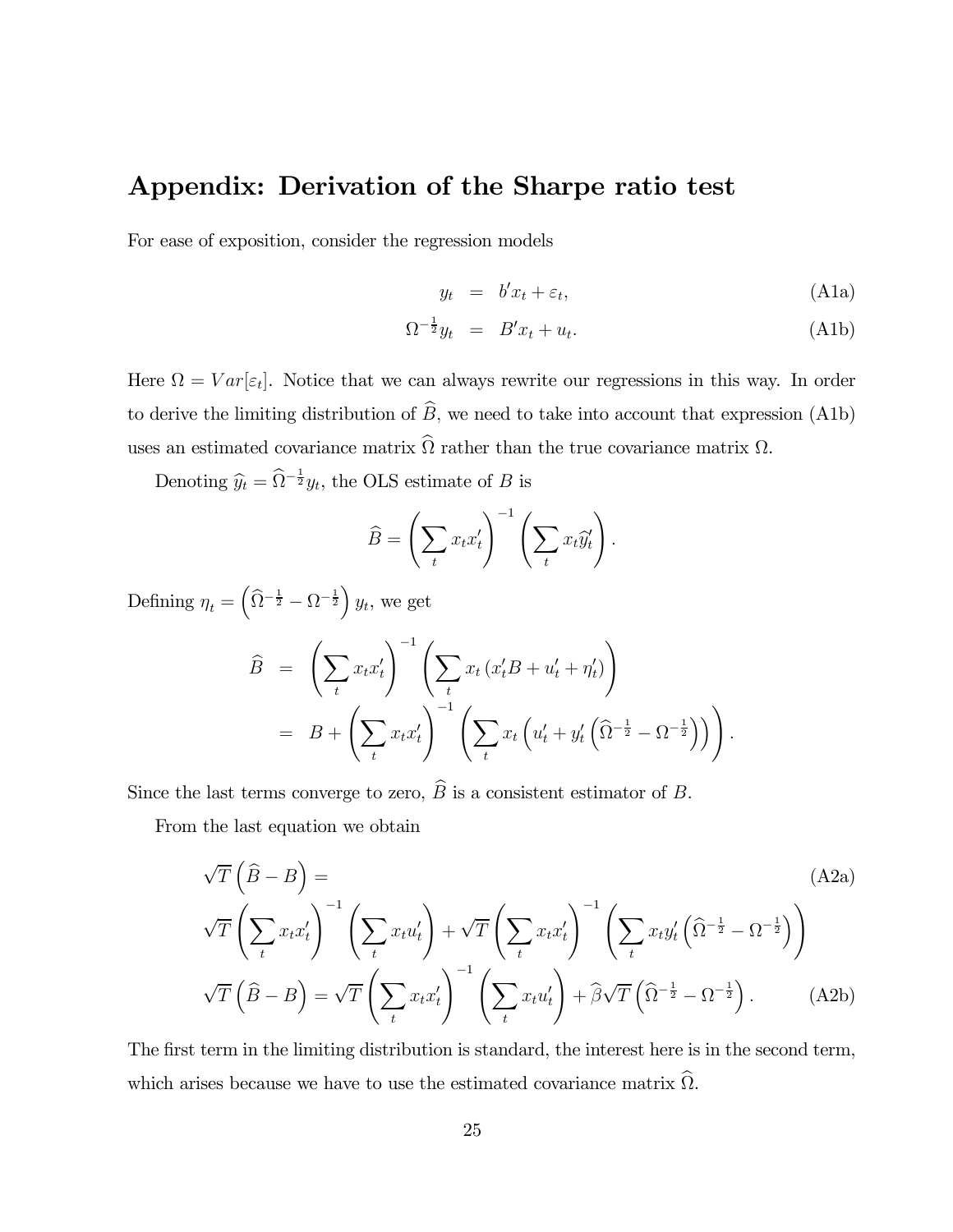# Appendix: Derivation of the Sharpe ratio test

For ease of exposition, consider the regression models

$$y_t = b'x_t + \varepsilon_t, \tag{A1a}$$

$$\Omega^{-\frac{1}{2}}y_t = B'x_t + u_t. \tag{A1b}$$

Here $\Omega = Var[\varepsilon_t]$. Notice that we can always rewrite our regressions in this way. In order to derive the limiting distribution of $\widehat{B}$, we need to take into account that expression (A1b) uses an estimated covariance matrix $\widehat{\Omega}$ rather than the true covariance matrix $\Omega$.

Denoting $\widehat{y}_t = \widehat{\Omega}^{-\frac{1}{2}}y_t$, the OLS estimate of $B$ is

$$\widehat{B} = \left(\sum_t x_t x_t'\right)^{-1}\left(\sum_t x_t \widehat{y}_t'\right).$$

Defining $\eta_t = \left(\widehat{\Omega}^{-\frac{1}{2}} - \Omega^{-\frac{1}{2}}\right)y_t$, we get

$$\begin{aligned}
\widehat{B} &= \left(\sum_t x_t x_t'\right)^{-1}\left(\sum_t x_t\left(x_t'B + u_t' + \eta_t'\right)\right) \\
&= B + \left(\sum_t x_t x_t'\right)^{-1}\left(\sum_t x_t\left(u_t' + y_t'\left(\widehat{\Omega}^{-\frac{1}{2}} - \Omega^{-\frac{1}{2}}\right)\right)\right).
\end{aligned}$$

Since the last terms converge to zero, $\widehat{B}$ is a consistent estimator of $B$.

From the last equation we obtain

$$\sqrt{T}\left(\widehat{B} - B\right) = \tag{A2a}$$

$$\sqrt{T}\left(\sum_t x_t x_t'\right)^{-1}\left(\sum_t x_t u_t'\right) + \sqrt{T}\left(\sum_t x_t x_t'\right)^{-1}\left(\sum_t x_t y_t'\left(\widehat{\Omega}^{-\frac{1}{2}} - \Omega^{-\frac{1}{2}}\right)\right)$$

$$\sqrt{T}\left(\widehat{B} - B\right) = \sqrt{T}\left(\sum_t x_t x_t'\right)^{-1}\left(\sum_t x_t u_t'\right) + \widehat{\beta}\sqrt{T}\left(\widehat{\Omega}^{-\frac{1}{2}} - \Omega^{-\frac{1}{2}}\right). \tag{A2b}$$

The first term in the limiting distribution is standard, the interest here is in the second term, which arises because we have to use the estimated covariance matrix $\widehat{\Omega}$.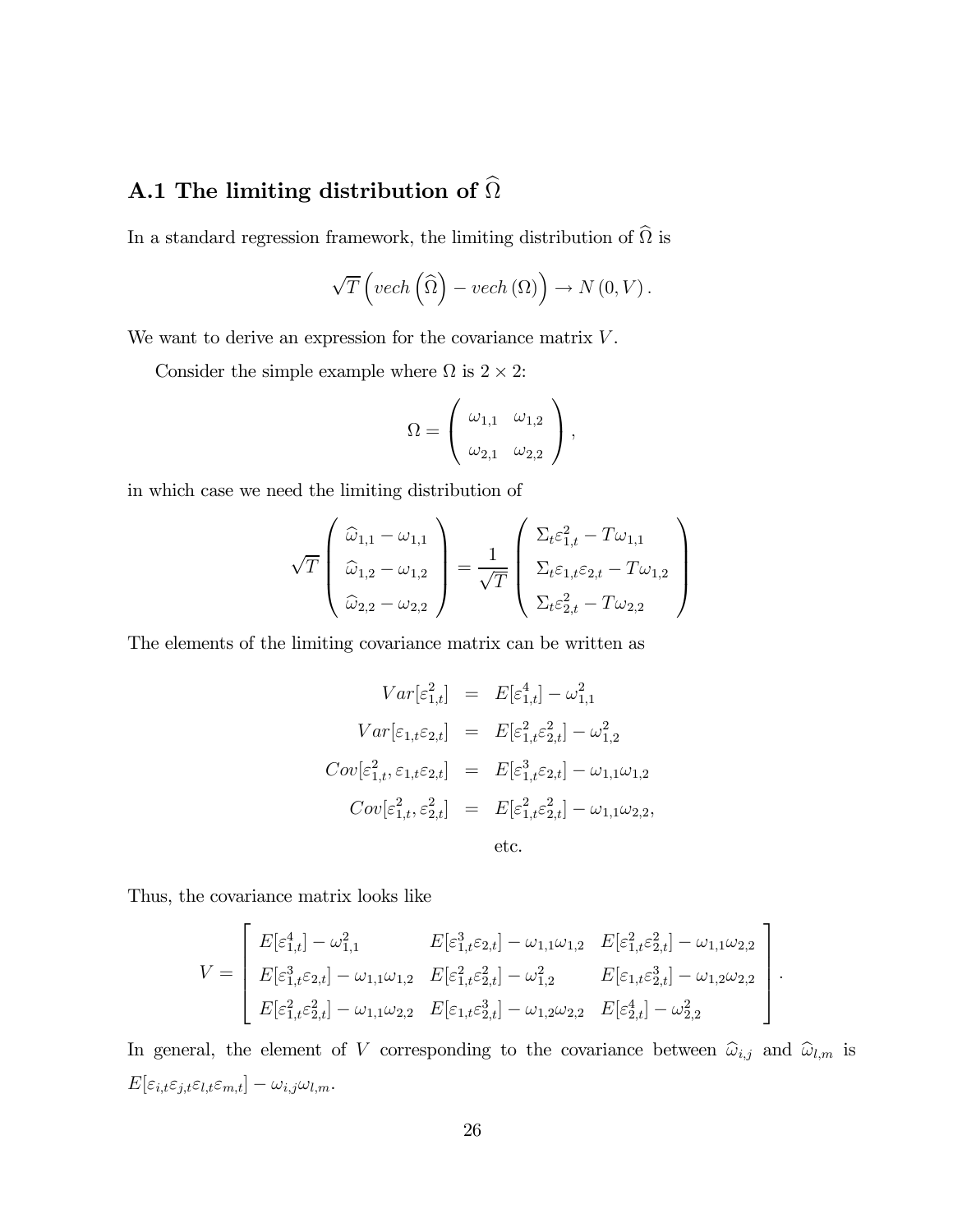## A.1 The limiting distribution of $\widehat{\Omega}$

In a standard regression framework, the limiting distribution of $\widehat{\Omega}$ is

$$\sqrt{T}\left(vech\left(\widehat{\Omega}\right) - vech\left(\Omega\right)\right) \rightarrow N\left(0, V\right).$$

We want to derive an expression for the covariance matrix $V$.

Consider the simple example where $\Omega$ is $2 \times 2$:

$$\Omega = \begin{pmatrix} \omega_{1,1} & \omega_{1,2} \\ \omega_{2,1} & \omega_{2,2} \end{pmatrix},$$

in which case we need the limiting distribution of

$$\sqrt{T}\begin{pmatrix} \widehat{\omega}_{1,1} - \omega_{1,1} \\ \widehat{\omega}_{1,2} - \omega_{1,2} \\ \widehat{\omega}_{2,2} - \omega_{2,2} \end{pmatrix} = \frac{1}{\sqrt{T}}\begin{pmatrix} \Sigma_t \varepsilon_{1,t}^2 - T\omega_{1,1} \\ \Sigma_t \varepsilon_{1,t}\varepsilon_{2,t} - T\omega_{1,2} \\ \Sigma_t \varepsilon_{2,t}^2 - T\omega_{2,2} \end{pmatrix}$$

The elements of the limiting covariance matrix can be written as

$$\begin{aligned} Var[\varepsilon_{1,t}^2] &= E[\varepsilon_{1,t}^4] - \omega_{1,1}^2 \\ Var[\varepsilon_{1,t}\varepsilon_{2,t}] &= E[\varepsilon_{1,t}^2\varepsilon_{2,t}^2] - \omega_{1,2}^2 \\ Cov[\varepsilon_{1,t}^2, \varepsilon_{1,t}\varepsilon_{2,t}] &= E[\varepsilon_{1,t}^3\varepsilon_{2,t}] - \omega_{1,1}\omega_{1,2} \\ Cov[\varepsilon_{1,t}^2, \varepsilon_{2,t}^2] &= E[\varepsilon_{1,t}^2\varepsilon_{2,t}^2] - \omega_{1,1}\omega_{2,2}, \\ &\text{etc.} \end{aligned}$$

Thus, the covariance matrix looks like

$$V = \begin{bmatrix} E[\varepsilon_{1,t}^4] - \omega_{1,1}^2 & E[\varepsilon_{1,t}^3\varepsilon_{2,t}] - \omega_{1,1}\omega_{1,2} & E[\varepsilon_{1,t}^2\varepsilon_{2,t}^2] - \omega_{1,1}\omega_{2,2} \\ E[\varepsilon_{1,t}^3\varepsilon_{2,t}] - \omega_{1,1}\omega_{1,2} & E[\varepsilon_{1,t}^2\varepsilon_{2,t}^2] - \omega_{1,2}^2 & E[\varepsilon_{1,t}\varepsilon_{2,t}^3] - \omega_{1,2}\omega_{2,2} \\ E[\varepsilon_{1,t}^2\varepsilon_{2,t}^2] - \omega_{1,1}\omega_{2,2} & E[\varepsilon_{1,t}\varepsilon_{2,t}^3] - \omega_{1,2}\omega_{2,2} & E[\varepsilon_{2,t}^4] - \omega_{2,2}^2 \end{bmatrix}.$$

In general, the element of $V$ corresponding to the covariance between $\widehat{\omega}_{i,j}$ and $\widehat{\omega}_{l,m}$ is $E[\varepsilon_{i,t}\varepsilon_{j,t}\varepsilon_{l,t}\varepsilon_{m,t}] - \omega_{i,j}\omega_{l,m}$.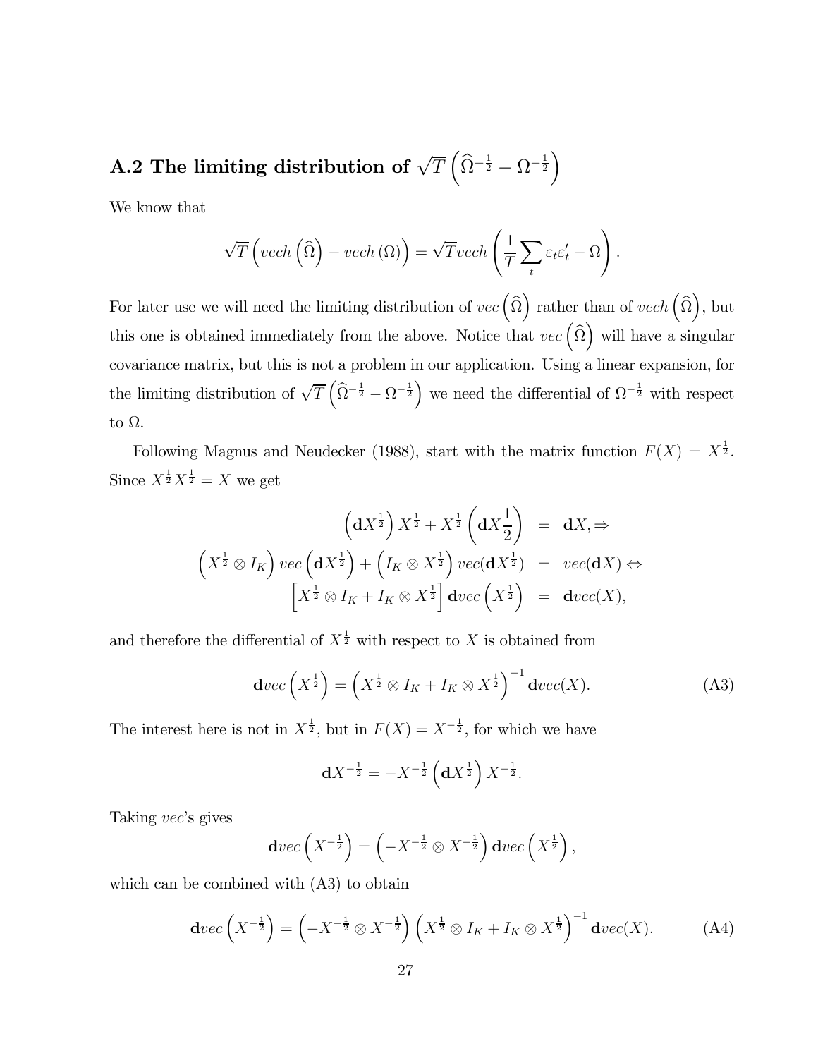### A.2 The limiting distribution of $\sqrt{T}\left(\widehat{\Omega}^{-\frac{1}{2}} - \Omega^{-\frac{1}{2}}\right)$

We know that

$$\sqrt{T}\left(vech\left(\widehat{\Omega}\right) - vech\left(\Omega\right)\right) = \sqrt{T} vech\left(\frac{1}{T}\sum_t \varepsilon_t \varepsilon_t' - \Omega\right).$$

For later use we will need the limiting distribution of $vec\left(\widehat{\Omega}\right)$ rather than of $vech\left(\widehat{\Omega}\right)$, but this one is obtained immediately from the above. Notice that $vec\left(\widehat{\Omega}\right)$ will have a singular covariance matrix, but this is not a problem in our application. Using a linear expansion, for the limiting distribution of $\sqrt{T}\left(\widehat{\Omega}^{-\frac{1}{2}} - \Omega^{-\frac{1}{2}}\right)$ we need the differential of $\Omega^{-\frac{1}{2}}$ with respect to $\Omega$.

Following Magnus and Neudecker (1988), start with the matrix function $F(X) = X^{\frac{1}{2}}$. Since $X^{\frac{1}{2}}X^{\frac{1}{2}} = X$ we get

$$\begin{aligned}
\left(\mathbf{d}X^{\frac{1}{2}}\right)X^{\frac{1}{2}} + X^{\frac{1}{2}}\left(\mathbf{d}X\frac{1}{2}\right) &= \mathbf{d}X, \Rightarrow \\
\left(X^{\frac{1}{2}} \otimes I_K\right) vec\left(\mathbf{d}X^{\frac{1}{2}}\right) + \left(I_K \otimes X^{\frac{1}{2}}\right) vec(\mathbf{d}X^{\frac{1}{2}}) &= vec(\mathbf{d}X) \Leftrightarrow \\
\left[X^{\frac{1}{2}} \otimes I_K + I_K \otimes X^{\frac{1}{2}}\right] \mathbf{d}vec\left(X^{\frac{1}{2}}\right) &= \mathbf{d}vec(X),
\end{aligned}$$

and therefore the differential of $X^{\frac{1}{2}}$ with respect to $X$ is obtained from

$$\mathbf{d}vec\left(X^{\frac{1}{2}}\right) = \left(X^{\frac{1}{2}} \otimes I_K + I_K \otimes X^{\frac{1}{2}}\right)^{-1} \mathbf{d}vec(X). \tag{A3}$$

The interest here is not in $X^{\frac{1}{2}}$, but in $F(X) = X^{-\frac{1}{2}}$, for which we have

$$\mathbf{d}X^{-\frac{1}{2}} = -X^{-\frac{1}{2}}\left(\mathbf{d}X^{\frac{1}{2}}\right)X^{-\frac{1}{2}}.$$

Taking *vec*'s gives

$$\mathbf{d}vec\left(X^{-\frac{1}{2}}\right) = \left(-X^{-\frac{1}{2}} \otimes X^{-\frac{1}{2}}\right)\mathbf{d}vec\left(X^{\frac{1}{2}}\right),$$

which can be combined with (A3) to obtain

$$\mathbf{d}vec\left(X^{-\frac{1}{2}}\right) = \left(-X^{-\frac{1}{2}} \otimes X^{-\frac{1}{2}}\right)\left(X^{\frac{1}{2}} \otimes I_K + I_K \otimes X^{\frac{1}{2}}\right)^{-1} \mathbf{d}vec(X). \tag{A4}$$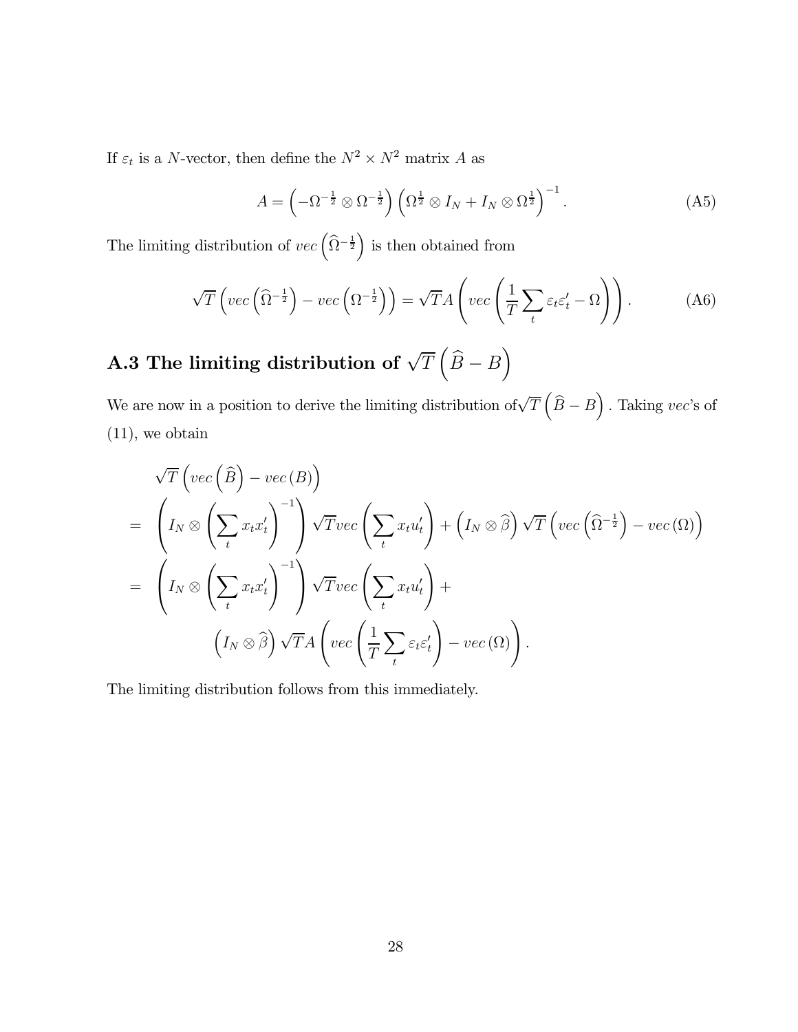If $\varepsilon_t$ is a $N$-vector, then define the $N^2 \times N^2$ matrix $A$ as

$$A = \left(-\Omega^{-\frac{1}{2}} \otimes \Omega^{-\frac{1}{2}}\right)\left(\Omega^{\frac{1}{2}} \otimes I_N + I_N \otimes \Omega^{\frac{1}{2}}\right)^{-1}. \tag{A5}$$

The limiting distribution of $vec\left(\widehat{\Omega}^{-\frac{1}{2}}\right)$ is then obtained from

$$\sqrt{T}\left(vec\left(\widehat{\Omega}^{-\frac{1}{2}}\right) - vec\left(\Omega^{-\frac{1}{2}}\right)\right) = \sqrt{T}A\left(vec\left(\frac{1}{T}\sum_t \varepsilon_t\varepsilon_t' - \Omega\right)\right). \tag{A6}$$

## A.3 The limiting distribution of $\sqrt{T}\left(\widehat{B} - B\right)$

We are now in a position to derive the limiting distribution of$\sqrt{T}\left(\widehat{B} - B\right)$. Taking $vec$'s of (11), we obtain

$$\begin{aligned}
&\sqrt{T}\left(vec\left(\widehat{B}\right) - vec\left(B\right)\right) \\
= &\left(I_N \otimes \left(\sum_t x_t x_t'\right)^{-1}\right)\sqrt{T}vec\left(\sum_t x_t u_t'\right) + \left(I_N \otimes \widehat{\beta}\right)\sqrt{T}\left(vec\left(\widehat{\Omega}^{-\frac{1}{2}}\right) - vec\left(\Omega\right)\right) \\
= &\left(I_N \otimes \left(\sum_t x_t x_t'\right)^{-1}\right)\sqrt{T}vec\left(\sum_t x_t u_t'\right) + \\
&\qquad \left(I_N \otimes \widehat{\beta}\right)\sqrt{T}A\left(vec\left(\frac{1}{T}\sum_t \varepsilon_t\varepsilon_t'\right) - vec\left(\Omega\right)\right).
\end{aligned}$$

The limiting distribution follows from this immediately.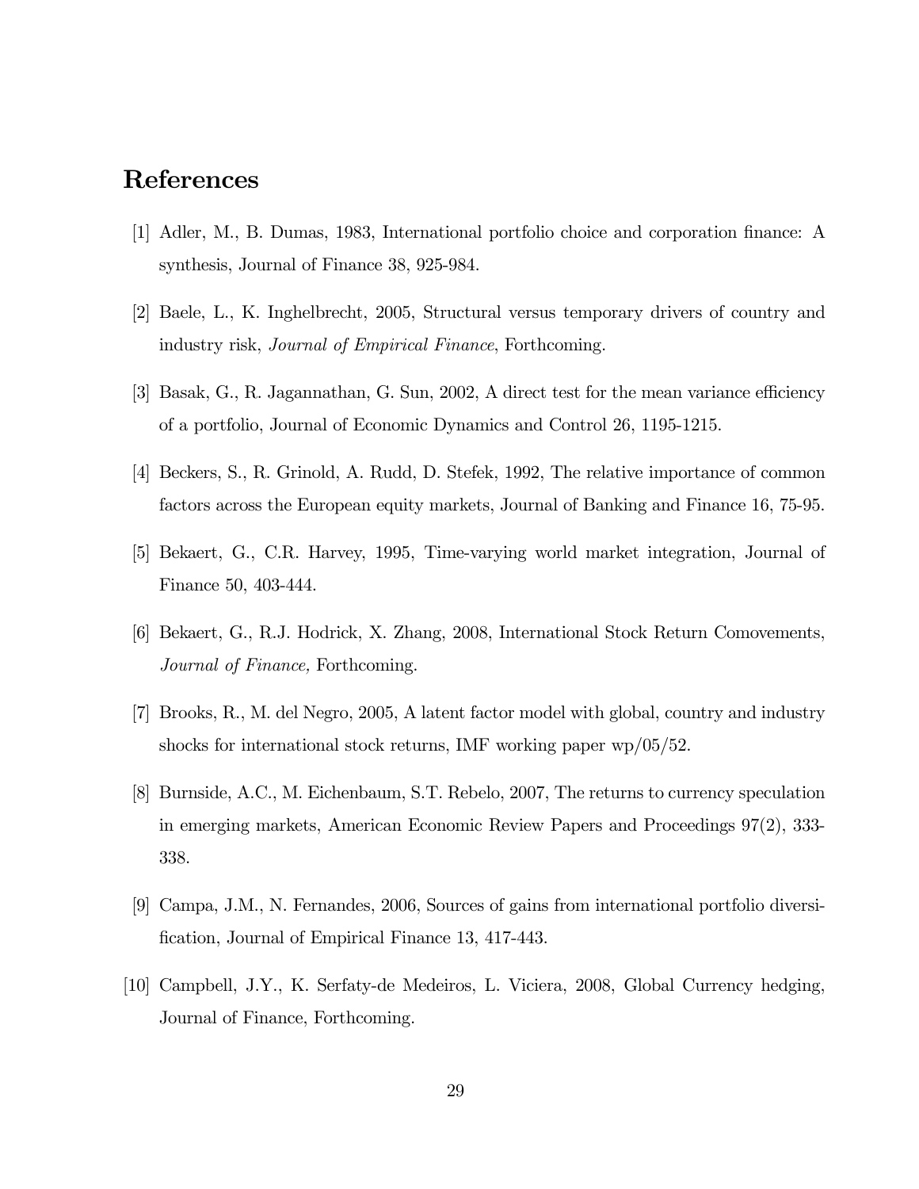# References

[1] Adler, M., B. Dumas, 1983, International portfolio choice and corporation finance: A synthesis, Journal of Finance 38, 925-984.

[2] Baele, L., K. Inghelbrecht, 2005, Structural versus temporary drivers of country and industry risk, *Journal of Empirical Finance*, Forthcoming.

[3] Basak, G., R. Jagannathan, G. Sun, 2002, A direct test for the mean variance efficiency of a portfolio, Journal of Economic Dynamics and Control 26, 1195-1215.

[4] Beckers, S., R. Grinold, A. Rudd, D. Stefek, 1992, The relative importance of common factors across the European equity markets, Journal of Banking and Finance 16, 75-95.

[5] Bekaert, G., C.R. Harvey, 1995, Time-varying world market integration, Journal of Finance 50, 403-444.

[6] Bekaert, G., R.J. Hodrick, X. Zhang, 2008, International Stock Return Comovements, *Journal of Finance,* Forthcoming.

[7] Brooks, R., M. del Negro, 2005, A latent factor model with global, country and industry shocks for international stock returns, IMF working paper wp/05/52.

[8] Burnside, A.C., M. Eichenbaum, S.T. Rebelo, 2007, The returns to currency speculation in emerging markets, American Economic Review Papers and Proceedings 97(2), 333-338.

[9] Campa, J.M., N. Fernandes, 2006, Sources of gains from international portfolio diversification, Journal of Empirical Finance 13, 417-443.

[10] Campbell, J.Y., K. Serfaty-de Medeiros, L. Viciera, 2008, Global Currency hedging, Journal of Finance, Forthcoming.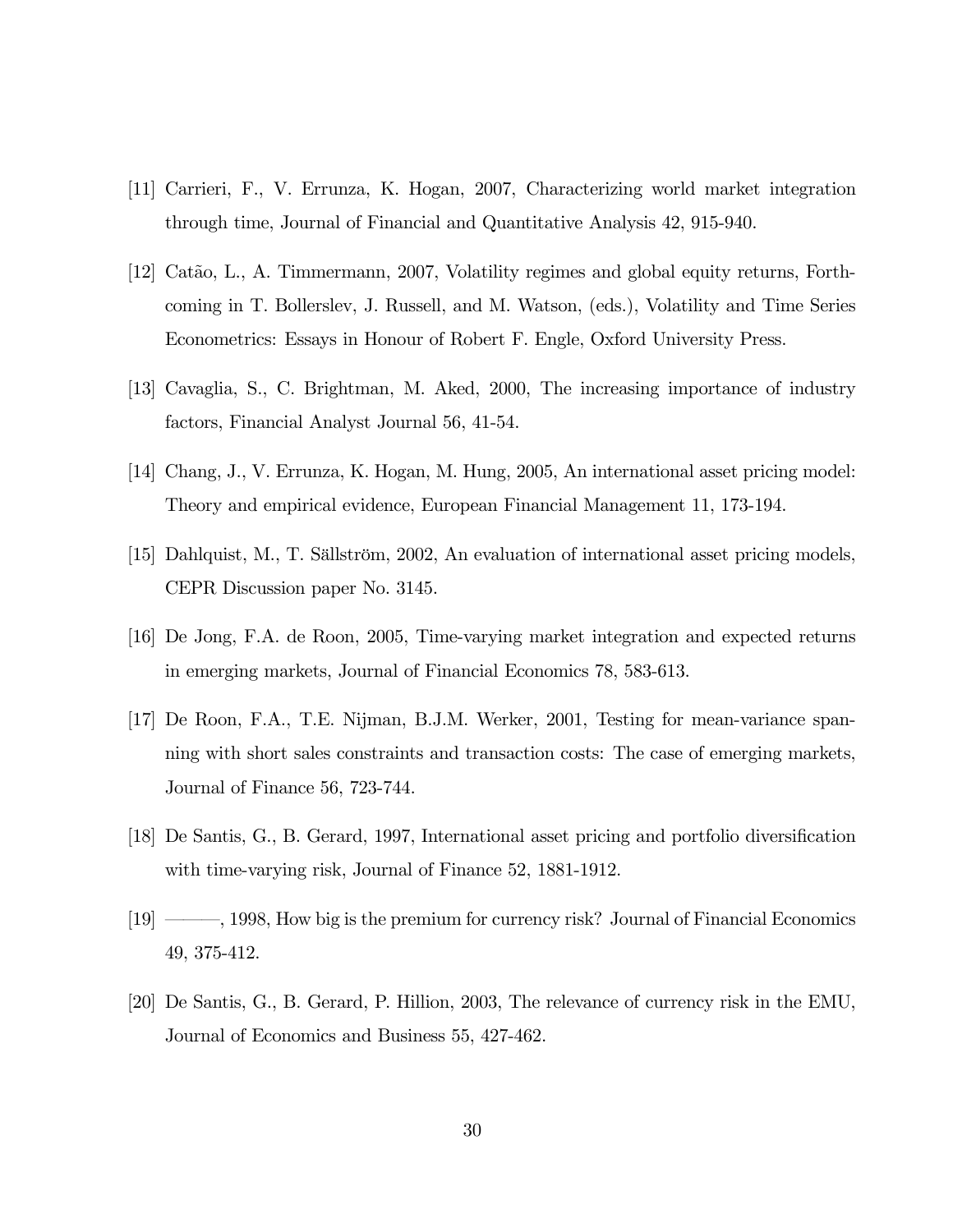[11] Carrieri, F., V. Errunza, K. Hogan, 2007, Characterizing world market integration through time, Journal of Financial and Quantitative Analysis 42, 915-940.

[12] Catão, L., A. Timmermann, 2007, Volatility regimes and global equity returns, Forthcoming in T. Bollerslev, J. Russell, and M. Watson, (eds.), Volatility and Time Series Econometrics: Essays in Honour of Robert F. Engle, Oxford University Press.

[13] Cavaglia, S., C. Brightman, M. Aked, 2000, The increasing importance of industry factors, Financial Analyst Journal 56, 41-54.

[14] Chang, J., V. Errunza, K. Hogan, M. Hung, 2005, An international asset pricing model: Theory and empirical evidence, European Financial Management 11, 173-194.

[15] Dahlquist, M., T. Sällström, 2002, An evaluation of international asset pricing models, CEPR Discussion paper No. 3145.

[16] De Jong, F.A. de Roon, 2005, Time-varying market integration and expected returns in emerging markets, Journal of Financial Economics 78, 583-613.

[17] De Roon, F.A., T.E. Nijman, B.J.M. Werker, 2001, Testing for mean-variance spanning with short sales constraints and transaction costs: The case of emerging markets, Journal of Finance 56, 723-744.

[18] De Santis, G., B. Gerard, 1997, International asset pricing and portfolio diversification with time-varying risk, Journal of Finance 52, 1881-1912.

[19] ———, 1998, How big is the premium for currency risk? Journal of Financial Economics 49, 375-412.

[20] De Santis, G., B. Gerard, P. Hillion, 2003, The relevance of currency risk in the EMU, Journal of Economics and Business 55, 427-462.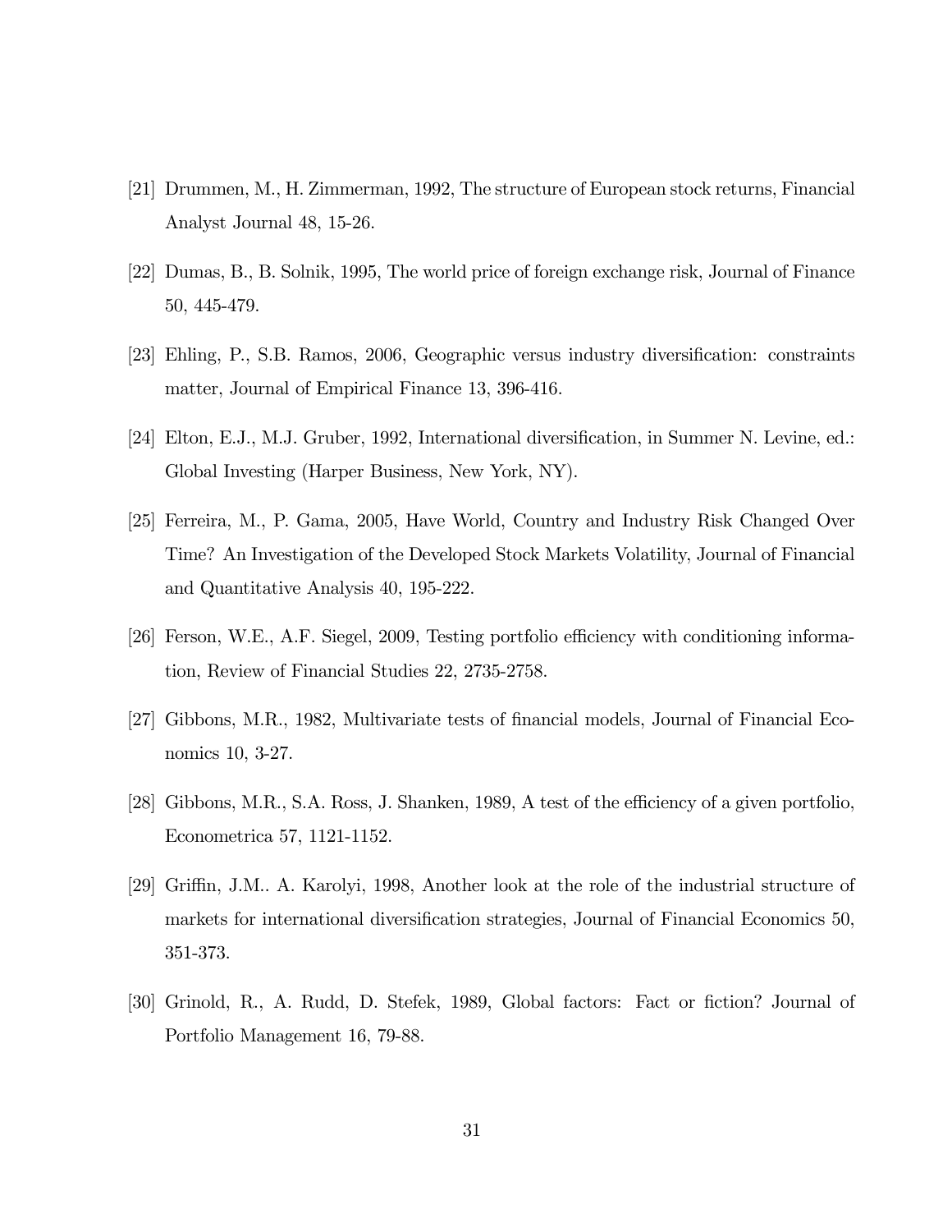[21] Drummen, M., H. Zimmerman, 1992, The structure of European stock returns, Financial Analyst Journal 48, 15-26.

[22] Dumas, B., B. Solnik, 1995, The world price of foreign exchange risk, Journal of Finance 50, 445-479.

[23] Ehling, P., S.B. Ramos, 2006, Geographic versus industry diversification: constraints matter, Journal of Empirical Finance 13, 396-416.

[24] Elton, E.J., M.J. Gruber, 1992, International diversification, in Summer N. Levine, ed.: Global Investing (Harper Business, New York, NY).

[25] Ferreira, M., P. Gama, 2005, Have World, Country and Industry Risk Changed Over Time? An Investigation of the Developed Stock Markets Volatility, Journal of Financial and Quantitative Analysis 40, 195-222.

[26] Ferson, W.E., A.F. Siegel, 2009, Testing portfolio efficiency with conditioning information, Review of Financial Studies 22, 2735-2758.

[27] Gibbons, M.R., 1982, Multivariate tests of financial models, Journal of Financial Economics 10, 3-27.

[28] Gibbons, M.R., S.A. Ross, J. Shanken, 1989, A test of the efficiency of a given portfolio, Econometrica 57, 1121-1152.

[29] Griffin, J.M.. A. Karolyi, 1998, Another look at the role of the industrial structure of markets for international diversification strategies, Journal of Financial Economics 50, 351-373.

[30] Grinold, R., A. Rudd, D. Stefek, 1989, Global factors: Fact or fiction? Journal of Portfolio Management 16, 79-88.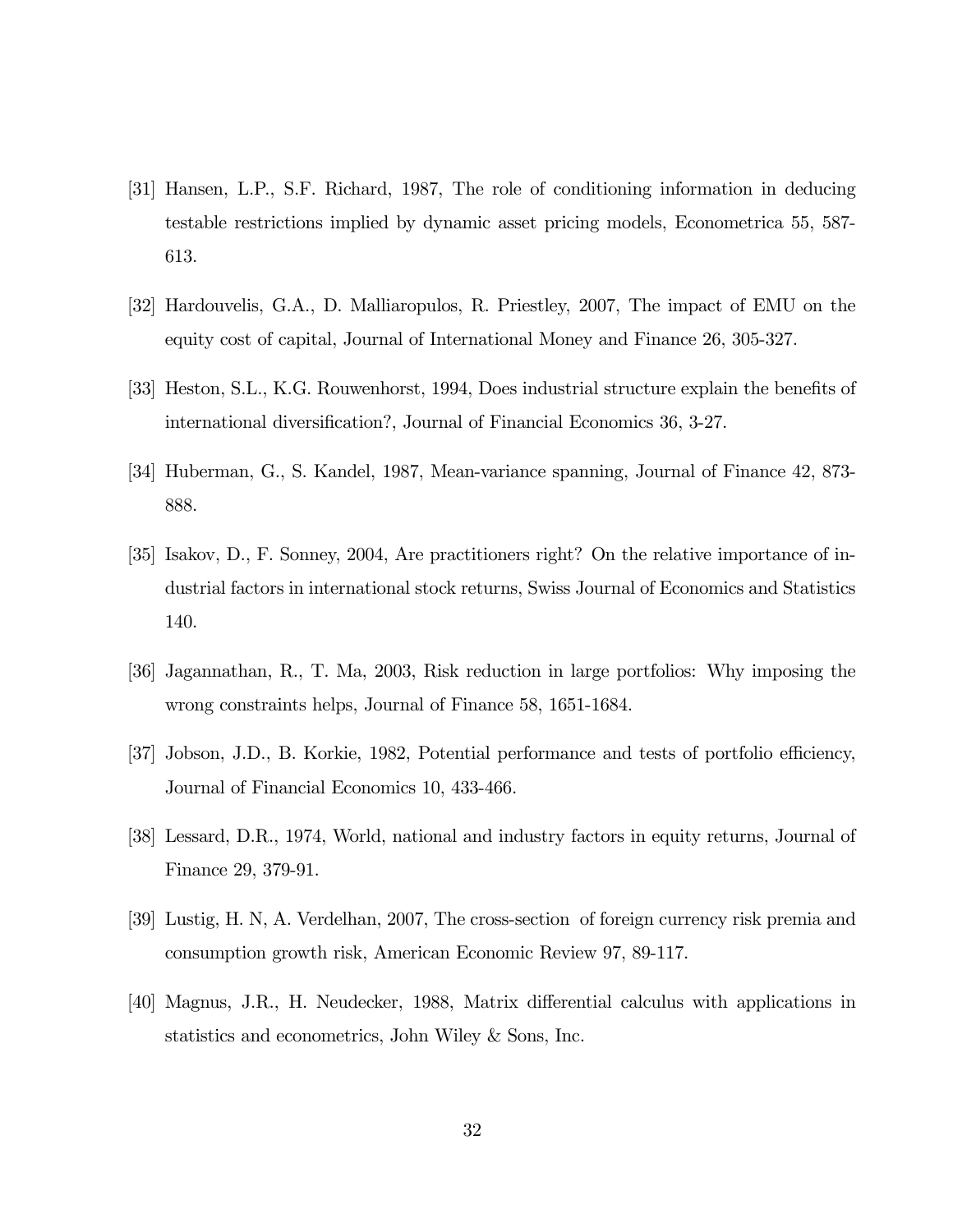[31] Hansen, L.P., S.F. Richard, 1987, The role of conditioning information in deducing testable restrictions implied by dynamic asset pricing models, Econometrica 55, 587-613.

[32] Hardouvelis, G.A., D. Malliaropulos, R. Priestley, 2007, The impact of EMU on the equity cost of capital, Journal of International Money and Finance 26, 305-327.

[33] Heston, S.L., K.G. Rouwenhorst, 1994, Does industrial structure explain the benefits of international diversification?, Journal of Financial Economics 36, 3-27.

[34] Huberman, G., S. Kandel, 1987, Mean-variance spanning, Journal of Finance 42, 873-888.

[35] Isakov, D., F. Sonney, 2004, Are practitioners right? On the relative importance of industrial factors in international stock returns, Swiss Journal of Economics and Statistics 140.

[36] Jagannathan, R., T. Ma, 2003, Risk reduction in large portfolios: Why imposing the wrong constraints helps, Journal of Finance 58, 1651-1684.

[37] Jobson, J.D., B. Korkie, 1982, Potential performance and tests of portfolio efficiency, Journal of Financial Economics 10, 433-466.

[38] Lessard, D.R., 1974, World, national and industry factors in equity returns, Journal of Finance 29, 379-91.

[39] Lustig, H. N, A. Verdelhan, 2007, The cross-section of foreign currency risk premia and consumption growth risk, American Economic Review 97, 89-117.

[40] Magnus, J.R., H. Neudecker, 1988, Matrix differential calculus with applications in statistics and econometrics, John Wiley & Sons, Inc.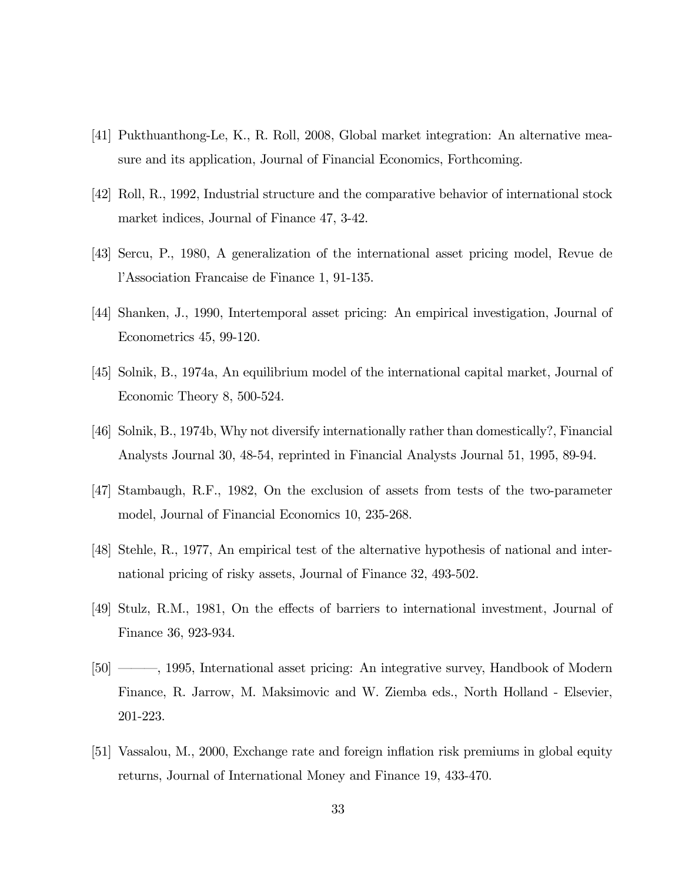[41] Pukthuanthong-Le, K., R. Roll, 2008, Global market integration: An alternative measure and its application, Journal of Financial Economics, Forthcoming.

[42] Roll, R., 1992, Industrial structure and the comparative behavior of international stock market indices, Journal of Finance 47, 3-42.

[43] Sercu, P., 1980, A generalization of the international asset pricing model, Revue de l'Association Francaise de Finance 1, 91-135.

[44] Shanken, J., 1990, Intertemporal asset pricing: An empirical investigation, Journal of Econometrics 45, 99-120.

[45] Solnik, B., 1974a, An equilibrium model of the international capital market, Journal of Economic Theory 8, 500-524.

[46] Solnik, B., 1974b, Why not diversify internationally rather than domestically?, Financial Analysts Journal 30, 48-54, reprinted in Financial Analysts Journal 51, 1995, 89-94.

[47] Stambaugh, R.F., 1982, On the exclusion of assets from tests of the two-parameter model, Journal of Financial Economics 10, 235-268.

[48] Stehle, R., 1977, An empirical test of the alternative hypothesis of national and international pricing of risky assets, Journal of Finance 32, 493-502.

[49] Stulz, R.M., 1981, On the effects of barriers to international investment, Journal of Finance 36, 923-934.

[50] ———, 1995, International asset pricing: An integrative survey, Handbook of Modern Finance, R. Jarrow, M. Maksimovic and W. Ziemba eds., North Holland - Elsevier, 201-223.

[51] Vassalou, M., 2000, Exchange rate and foreign inflation risk premiums in global equity returns, Journal of International Money and Finance 19, 433-470.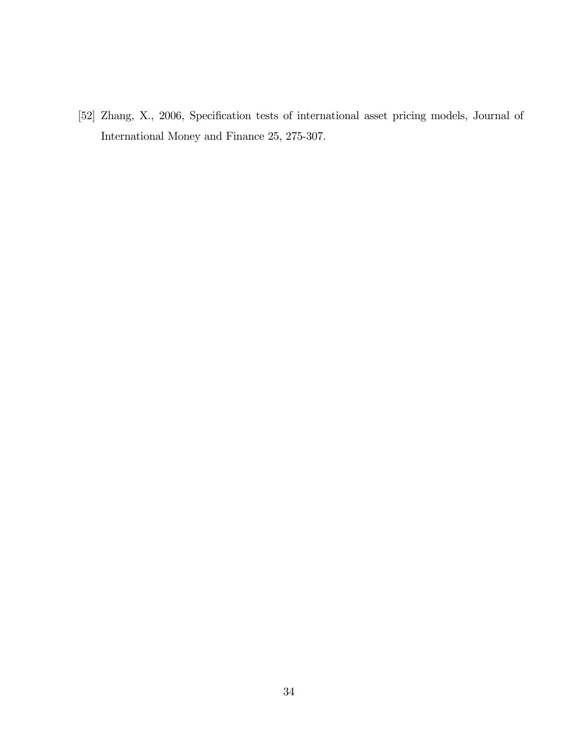[52] Zhang, X., 2006, Specification tests of international asset pricing models, Journal of International Money and Finance 25, 275-307.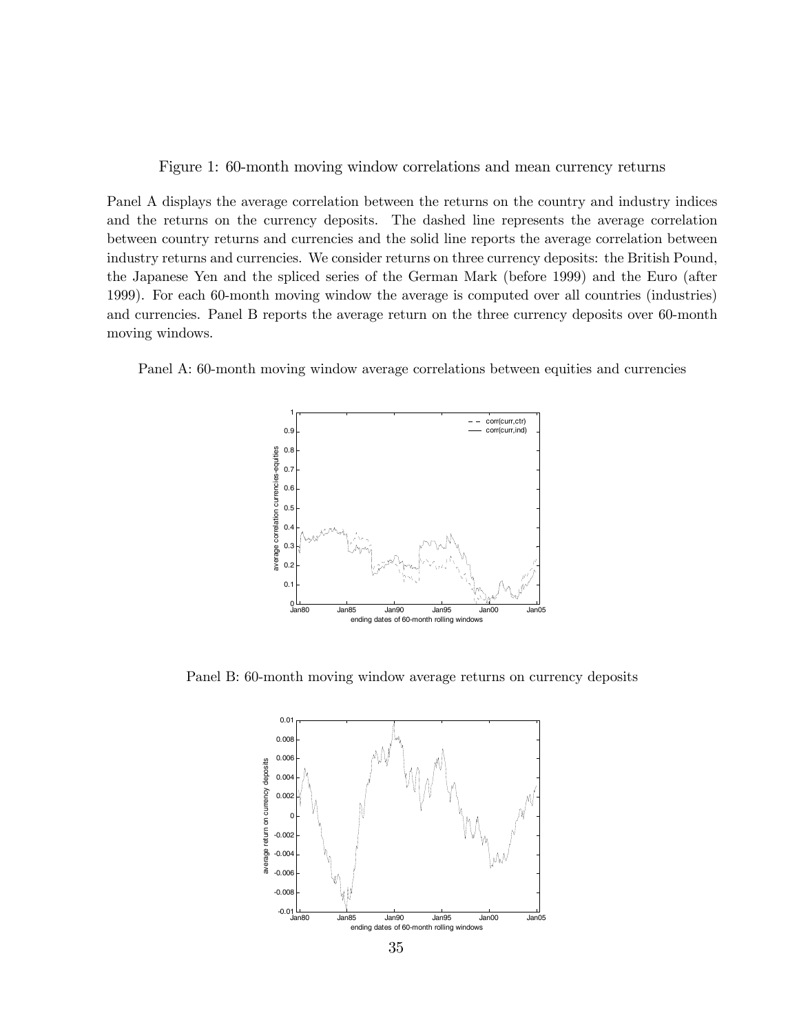Figure 1: 60-month moving window correlations and mean currency returns

Panel A displays the average correlation between the returns on the country and industry indices and the returns on the currency deposits. The dashed line represents the average correlation between country returns and currencies and the solid line reports the average correlation between industry returns and currencies. We consider returns on three currency deposits: the British Pound, the Japanese Yen and the spliced series of the German Mark (before 1999) and the Euro (after 1999). For each 60-month moving window the average is computed over all countries (industries) and currencies. Panel B reports the average return on the three currency deposits over 60-month moving windows.

Panel A: 60-month moving window average correlations between equities and currencies

Panel B: 60-month moving window average returns on currency deposits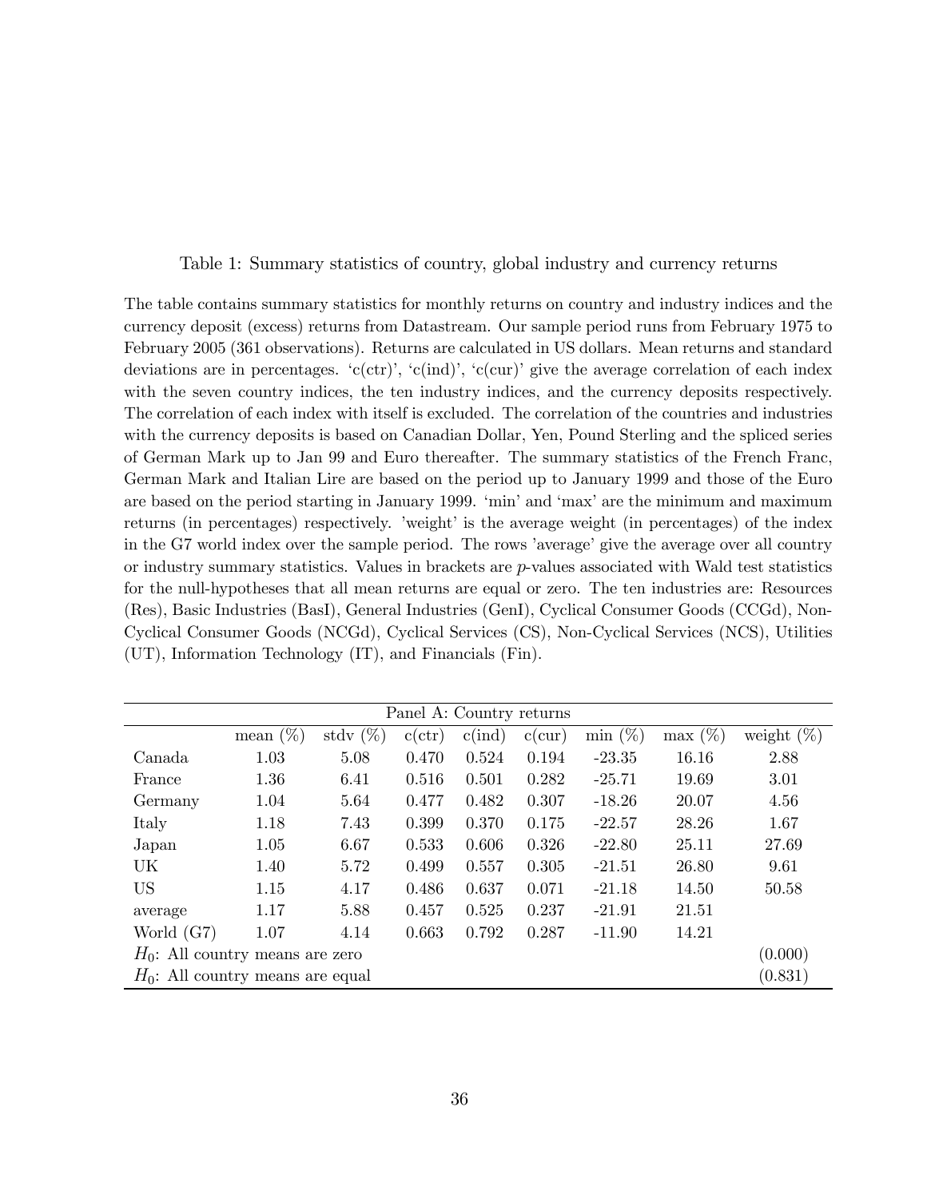Table 1: Summary statistics of country, global industry and currency returns

The table contains summary statistics for monthly returns on country and industry indices and the currency deposit (excess) returns from Datastream. Our sample period runs from February 1975 to February 2005 (361 observations). Returns are calculated in US dollars. Mean returns and standard deviations are in percentages. 'c(ctr)', 'c(ind)', 'c(cur)' give the average correlation of each index with the seven country indices, the ten industry indices, and the currency deposits respectively. The correlation of each index with itself is excluded. The correlation of the countries and industries with the currency deposits is based on Canadian Dollar, Yen, Pound Sterling and the spliced series of German Mark up to Jan 99 and Euro thereafter. The summary statistics of the French Franc, German Mark and Italian Lire are based on the period up to January 1999 and those of the Euro are based on the period starting in January 1999. 'min' and 'max' are the minimum and maximum returns (in percentages) respectively. 'weight' is the average weight (in percentages) of the index in the G7 world index over the sample period. The rows 'average' give the average over all country or industry summary statistics. Values in brackets are $p$-values associated with Wald test statistics for the null-hypotheses that all mean returns are equal or zero. The ten industries are: Resources (Res), Basic Industries (BasI), General Industries (GenI), Cyclical Consumer Goods (CCGd), Non-Cyclical Consumer Goods (NCGd), Cyclical Services (CS), Non-Cyclical Services (NCS), Utilities (UT), Information Technology (IT), and Financials (Fin).

| Panel A: Country returns | | | | | | | | |
|---|---|---|---|---|---|---|---|---|
| | mean (%) | stdv (%) | c(ctr) | c(ind) | c(cur) | min (%) | max (%) | weight (%) |
| Canada | 1.03 | 5.08 | 0.470 | 0.524 | 0.194 | -23.35 | 16.16 | 2.88 |
| France | 1.36 | 6.41 | 0.516 | 0.501 | 0.282 | -25.71 | 19.69 | 3.01 |
| Germany | 1.04 | 5.64 | 0.477 | 0.482 | 0.307 | -18.26 | 20.07 | 4.56 |
| Italy | 1.18 | 7.43 | 0.399 | 0.370 | 0.175 | -22.57 | 28.26 | 1.67 |
| Japan | 1.05 | 6.67 | 0.533 | 0.606 | 0.326 | -22.80 | 25.11 | 27.69 |
| UK | 1.40 | 5.72 | 0.499 | 0.557 | 0.305 | -21.51 | 26.80 | 9.61 |
| US | 1.15 | 4.17 | 0.486 | 0.637 | 0.071 | -21.18 | 14.50 | 50.58 |
| average | 1.17 | 5.88 | 0.457 | 0.525 | 0.237 | -21.91 | 21.51 | |
| World (G7) | 1.07 | 4.14 | 0.663 | 0.792 | 0.287 | -11.90 | 14.21 | |
| $H_0$: All country means are zero | | | | | | | | (0.000) |
| $H_0$: All country means are equal | | | | | | | | (0.831) |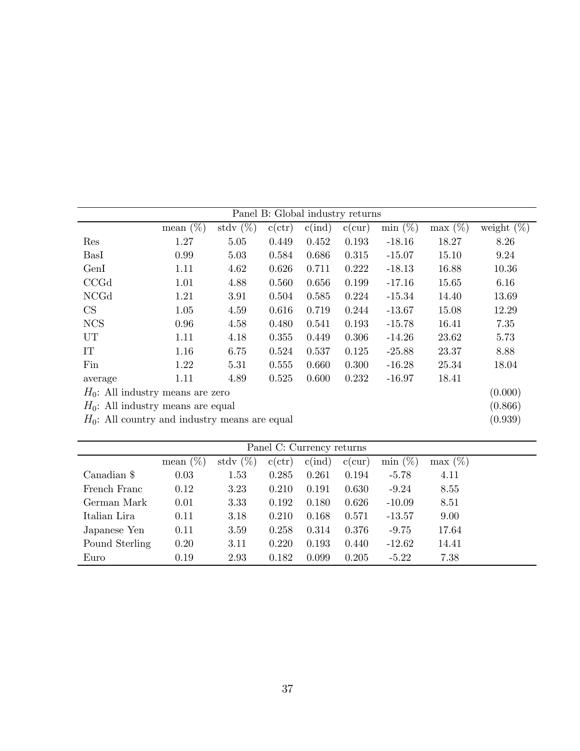| Panel B: Global industry returns | | | | | | | | |
|---|---|---|---|---|---|---|---|---|
| | mean (%) | stdv (%) | c(ctr) | c(ind) | c(cur) | min (%) | max (%) | weight (%) |
| Res | 1.27 | 5.05 | 0.449 | 0.452 | 0.193 | -18.16 | 18.27 | 8.26 |
| BasI | 0.99 | 5.03 | 0.584 | 0.686 | 0.315 | -15.07 | 15.10 | 9.24 |
| GenI | 1.11 | 4.62 | 0.626 | 0.711 | 0.222 | -18.13 | 16.88 | 10.36 |
| CCGd | 1.01 | 4.88 | 0.560 | 0.656 | 0.199 | -17.16 | 15.65 | 6.16 |
| NCGd | 1.21 | 3.91 | 0.504 | 0.585 | 0.224 | -15.34 | 14.40 | 13.69 |
| CS | 1.05 | 4.59 | 0.616 | 0.719 | 0.244 | -13.67 | 15.08 | 12.29 |
| NCS | 0.96 | 4.58 | 0.480 | 0.541 | 0.193 | -15.78 | 16.41 | 7.35 |
| UT | 1.11 | 4.18 | 0.355 | 0.449 | 0.306 | -14.26 | 23.62 | 5.73 |
| IT | 1.16 | 6.75 | 0.524 | 0.537 | 0.125 | -25.88 | 23.37 | 8.88 |
| Fin | 1.22 | 5.31 | 0.555 | 0.660 | 0.300 | -16.28 | 25.34 | 18.04 |
| average | 1.11 | 4.89 | 0.525 | 0.600 | 0.232 | -16.97 | 18.41 | |
| $H_0$: All industry means are zero | | | | | | | | (0.000) |
| $H_0$: All industry means are equal | | | | | | | | (0.866) |
| $H_0$: All country and industry means are equal | | | | | | | | (0.939) |

| Panel C: Currency returns | | | | | | | |
|---|---|---|---|---|---|---|---|
| | mean (%) | stdv (%) | c(ctr) | c(ind) | c(cur) | min (%) | max (%) |
| Canadian $ | 0.03 | 1.53 | 0.285 | 0.261 | 0.194 | -5.78 | 4.11 |
| French Franc | 0.12 | 3.23 | 0.210 | 0.191 | 0.630 | -9.24 | 8.55 |
| German Mark | 0.01 | 3.33 | 0.192 | 0.180 | 0.626 | -10.09 | 8.51 |
| Italian Lira | 0.11 | 3.18 | 0.210 | 0.168 | 0.571 | -13.57 | 9.00 |
| Japanese Yen | 0.11 | 3.59 | 0.258 | 0.314 | 0.376 | -9.75 | 17.64 |
| Pound Sterling | 0.20 | 3.11 | 0.220 | 0.193 | 0.440 | -12.62 | 14.41 |
| Euro | 0.19 | 2.93 | 0.182 | 0.099 | 0.205 | -5.22 | 7.38 |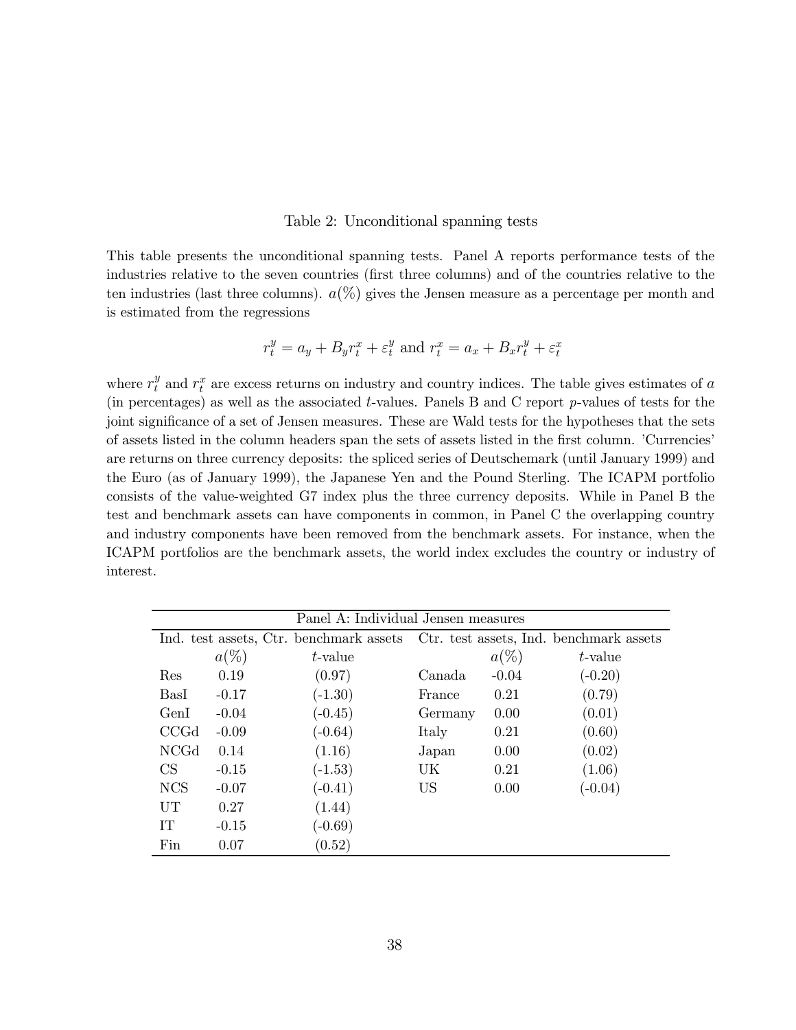Table 2: Unconditional spanning tests

This table presents the unconditional spanning tests. Panel A reports performance tests of the industries relative to the seven countries (first three columns) and of the countries relative to the ten industries (last three columns). $a(\%)$ gives the Jensen measure as a percentage per month and is estimated from the regressions

$$r_t^y = a_y + B_y r_t^x + \varepsilon_t^y \text{ and } r_t^x = a_x + B_x r_t^y + \varepsilon_t^x$$

where $r_t^y$ and $r_t^x$ are excess returns on industry and country indices. The table gives estimates of $a$ (in percentages) as well as the associated $t$-values. Panels B and C report $p$-values of tests for the joint significance of a set of Jensen measures. These are Wald tests for the hypotheses that the sets of assets listed in the column headers span the sets of assets listed in the first column. 'Currencies' are returns on three currency deposits: the spliced series of Deutschemark (until January 1999) and the Euro (as of January 1999), the Japanese Yen and the Pound Sterling. The ICAPM portfolio consists of the value-weighted G7 index plus the three currency deposits. While in Panel B the test and benchmark assets can have components in common, in Panel C the overlapping country and industry components have been removed from the benchmark assets. For instance, when the ICAPM portfolios are the benchmark assets, the world index excludes the country or industry of interest.

| Panel A: Individual Jensen measures | | | | | |
|---|---|---|---|---|---|
| Ind. test assets, Ctr. benchmark assets | | | Ctr. test assets, Ind. benchmark assets | | |
| | $a(\%)$ | $t$-value | | $a(\%)$ | $t$-value |
| Res | 0.19 | (0.97) | Canada | -0.04 | (-0.20) |
| BasI | -0.17 | (-1.30) | France | 0.21 | (0.79) |
| GenI | -0.04 | (-0.45) | Germany | 0.00 | (0.01) |
| CCGd | -0.09 | (-0.64) | Italy | 0.21 | (0.60) |
| NCGd | 0.14 | (1.16) | Japan | 0.00 | (0.02) |
| CS | -0.15 | (-1.53) | UK | 0.21 | (1.06) |
| NCS | -0.07 | (-0.41) | US | 0.00 | (-0.04) |
| UT | 0.27 | (1.44) | | | |
| IT | -0.15 | (-0.69) | | | |
| Fin | 0.07 | (0.52) | | | |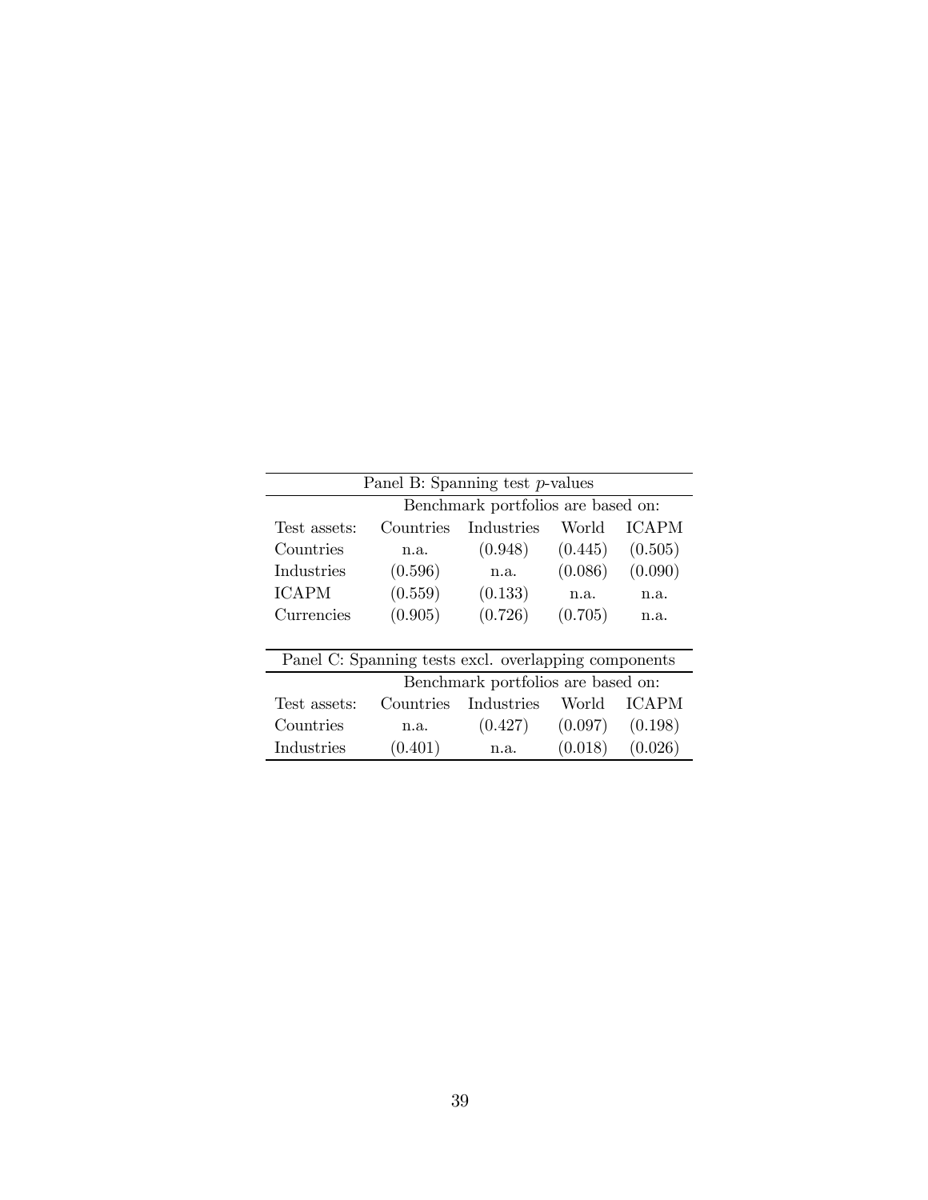| Panel B: Spanning test $p$-values | | | | |
|---|---|---|---|---|
| | Benchmark portfolios are based on: | | | |
| Test assets: | Countries | Industries | World | ICAPM |
| Countries | n.a. | (0.948) | (0.445) | (0.505) |
| Industries | (0.596) | n.a. | (0.086) | (0.090) |
| ICAPM | (0.559) | (0.133) | n.a. | n.a. |
| Currencies | (0.905) | (0.726) | (0.705) | n.a. |

| Panel C: Spanning tests excl. overlapping components | | | | |
|---|---|---|---|---|
| | Benchmark portfolios are based on: | | | |
| Test assets: | Countries | Industries | World | ICAPM |
| Countries | n.a. | (0.427) | (0.097) | (0.198) |
| Industries | (0.401) | n.a. | (0.018) | (0.026) |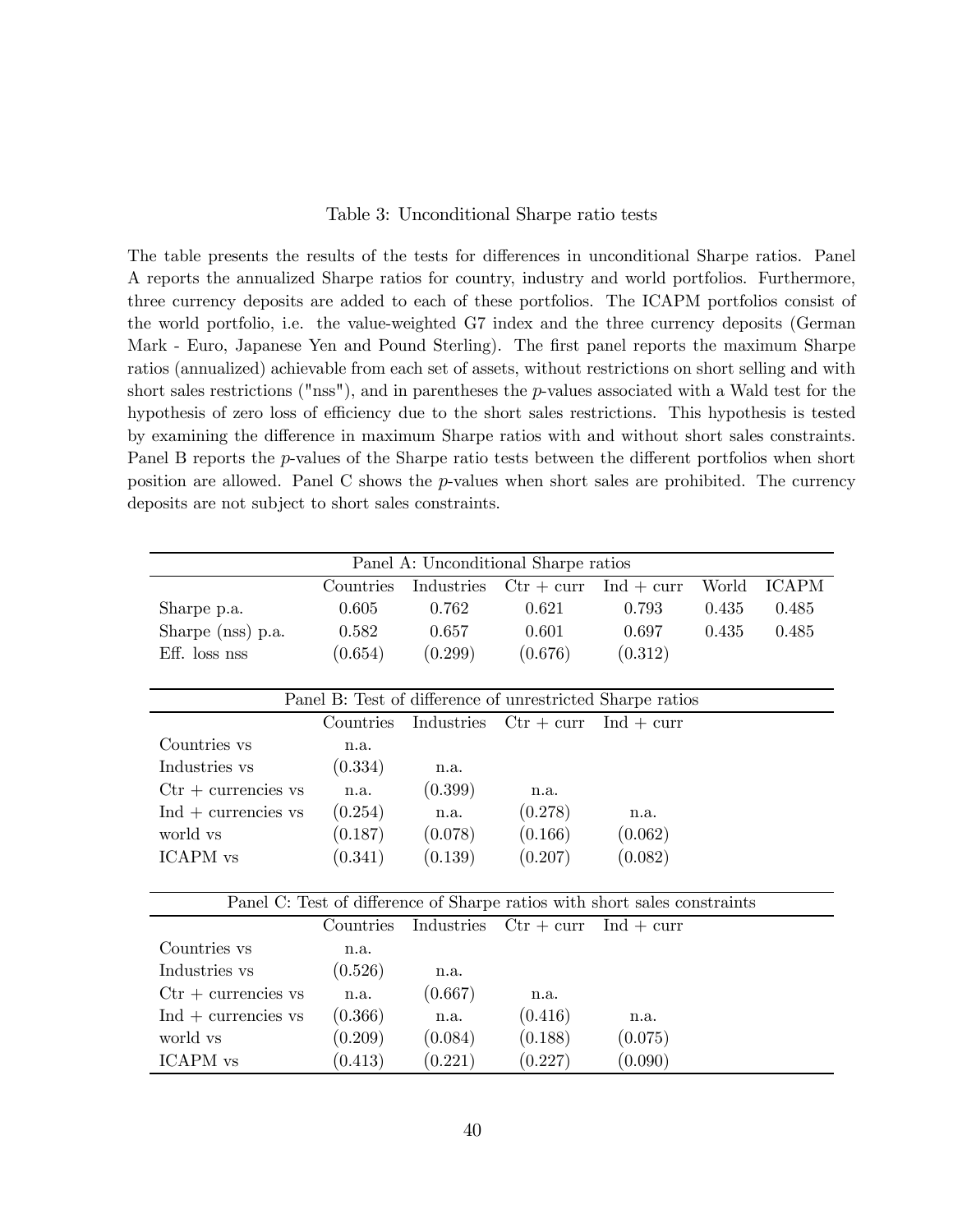Table 3: Unconditional Sharpe ratio tests

The table presents the results of the tests for differences in unconditional Sharpe ratios. Panel A reports the annualized Sharpe ratios for country, industry and world portfolios. Furthermore, three currency deposits are added to each of these portfolios. The ICAPM portfolios consist of the world portfolio, i.e. the value-weighted G7 index and the three currency deposits (German Mark - Euro, Japanese Yen and Pound Sterling). The first panel reports the maximum Sharpe ratios (annualized) achievable from each set of assets, without restrictions on short selling and with short sales restrictions ("nss"), and in parentheses the $p$-values associated with a Wald test for the hypothesis of zero loss of efficiency due to the short sales restrictions. This hypothesis is tested by examining the difference in maximum Sharpe ratios with and without short sales constraints. Panel B reports the $p$-values of the Sharpe ratio tests between the different portfolios when short position are allowed. Panel C shows the $p$-values when short sales are prohibited. The currency deposits are not subject to short sales constraints.

| Panel A: Unconditional Sharpe ratios | | | | | | |
|---|---|---|---|---|---|---|
| | Countries | Industries | Ctr + curr | Ind + curr | World | ICAPM |
| Sharpe p.a. | 0.605 | 0.762 | 0.621 | 0.793 | 0.435 | 0.485 |
| Sharpe (nss) p.a. | 0.582 | 0.657 | 0.601 | 0.697 | 0.435 | 0.485 |
| Eff. loss nss | (0.654) | (0.299) | (0.676) | (0.312) | | |

| Panel B: Test of difference of unrestricted Sharpe ratios | | | | |
|---|---|---|---|---|
| | Countries | Industries | Ctr + curr | Ind + curr |
| Countries vs | n.a. | | | |
| Industries vs | (0.334) | n.a. | | |
| Ctr + currencies vs | n.a. | (0.399) | n.a. | |
| Ind + currencies vs | (0.254) | n.a. | (0.278) | n.a. |
| world vs | (0.187) | (0.078) | (0.166) | (0.062) |
| ICAPM vs | (0.341) | (0.139) | (0.207) | (0.082) |

| Panel C: Test of difference of Sharpe ratios with short sales constraints | | | | |
|---|---|---|---|---|
| | Countries | Industries | Ctr + curr | Ind + curr |
| Countries vs | n.a. | | | |
| Industries vs | (0.526) | n.a. | | |
| Ctr + currencies vs | n.a. | (0.667) | n.a. | |
| Ind + currencies vs | (0.366) | n.a. | (0.416) | n.a. |
| world vs | (0.209) | (0.084) | (0.188) | (0.075) |
| ICAPM vs | (0.413) | (0.221) | (0.227) | (0.090) |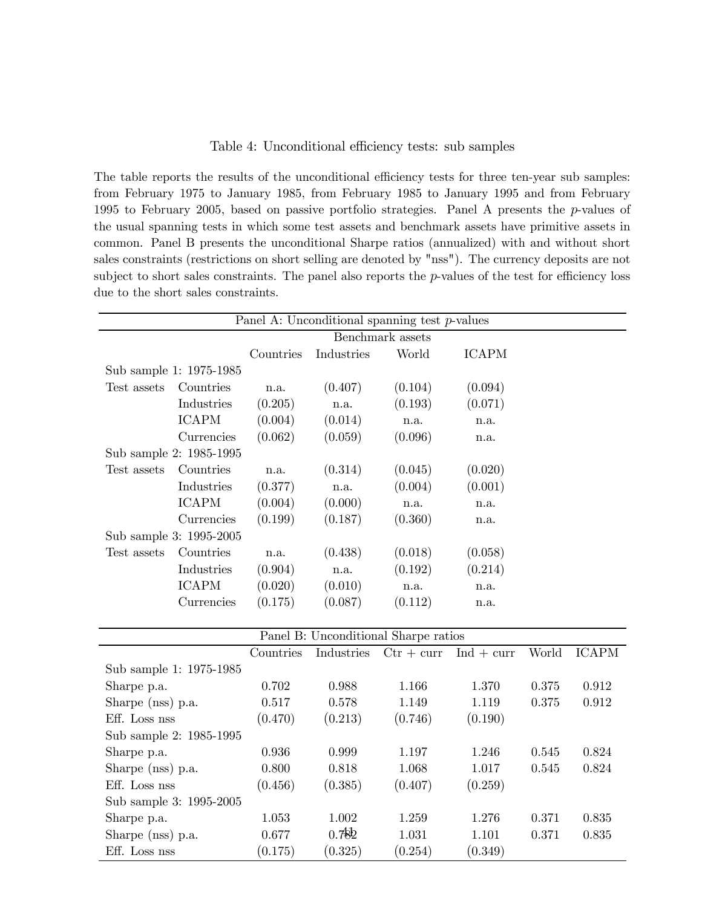Table 4: Unconditional efficiency tests: sub samples

The table reports the results of the unconditional efficiency tests for three ten-year sub samples: from February 1975 to January 1985, from February 1985 to January 1995 and from February 1995 to February 2005, based on passive portfolio strategies. Panel A presents the $p$-values of the usual spanning tests in which some test assets and benchmark assets have primitive assets in common. Panel B presents the unconditional Sharpe ratios (annualized) with and without short sales constraints (restrictions on short selling are denoted by "nss"). The currency deposits are not subject to short sales constraints. The panel also reports the $p$-values of the test for efficiency loss due to the short sales constraints.

Panel A: Unconditional spanning test $p$-values

| | | Benchmark assets | | | |
|---|---|---|---|---|---|
| | | Countries | Industries | World | ICAPM |
| Sub sample 1: 1975-1985 | | | | | |
| Test assets | Countries | n.a. | (0.407) | (0.104) | (0.094) |
| | Industries | (0.205) | n.a. | (0.193) | (0.071) |
| | ICAPM | (0.004) | (0.014) | n.a. | n.a. |
| | Currencies | (0.062) | (0.059) | (0.096) | n.a. |
| Sub sample 2: 1985-1995 | | | | | |
| Test assets | Countries | n.a. | (0.314) | (0.045) | (0.020) |
| | Industries | (0.377) | n.a. | (0.004) | (0.001) |
| | ICAPM | (0.004) | (0.000) | n.a. | n.a. |
| | Currencies | (0.199) | (0.187) | (0.360) | n.a. |
| Sub sample 3: 1995-2005 | | | | | |
| Test assets | Countries | n.a. | (0.438) | (0.018) | (0.058) |
| | Industries | (0.904) | n.a. | (0.192) | (0.214) |
| | ICAPM | (0.020) | (0.010) | n.a. | n.a. |
| | Currencies | (0.175) | (0.087) | (0.112) | n.a. |

Panel B: Unconditional Sharpe ratios

| | Countries | Industries | Ctr + curr | Ind + curr | World | ICAPM |
|---|---|---|---|---|---|---|
| Sub sample 1: 1975-1985 | | | | | | |
| Sharpe p.a. | 0.702 | 0.988 | 1.166 | 1.370 | 0.375 | 0.912 |
| Sharpe (nss) p.a. | 0.517 | 0.578 | 1.149 | 1.119 | 0.375 | 0.912 |
| Eff. Loss nss | (0.470) | (0.213) | (0.746) | (0.190) | | |
| Sub sample 2: 1985-1995 | | | | | | |
| Sharpe p.a. | 0.936 | 0.999 | 1.197 | 1.246 | 0.545 | 0.824 |
| Sharpe (nss) p.a. | 0.800 | 0.818 | 1.068 | 1.017 | 0.545 | 0.824 |
| Eff. Loss nss | (0.456) | (0.385) | (0.407) | (0.259) | | |
| Sub sample 3: 1995-2005 | | | | | | |
| Sharpe p.a. | 1.053 | 1.002 | 1.259 | 1.276 | 0.371 | 0.835 |
| Sharpe (nss) p.a. | 0.677 | 0.782 | 1.031 | 1.101 | 0.371 | 0.835 |
| Eff. Loss nss | (0.175) | (0.325) | (0.254) | (0.349) | | |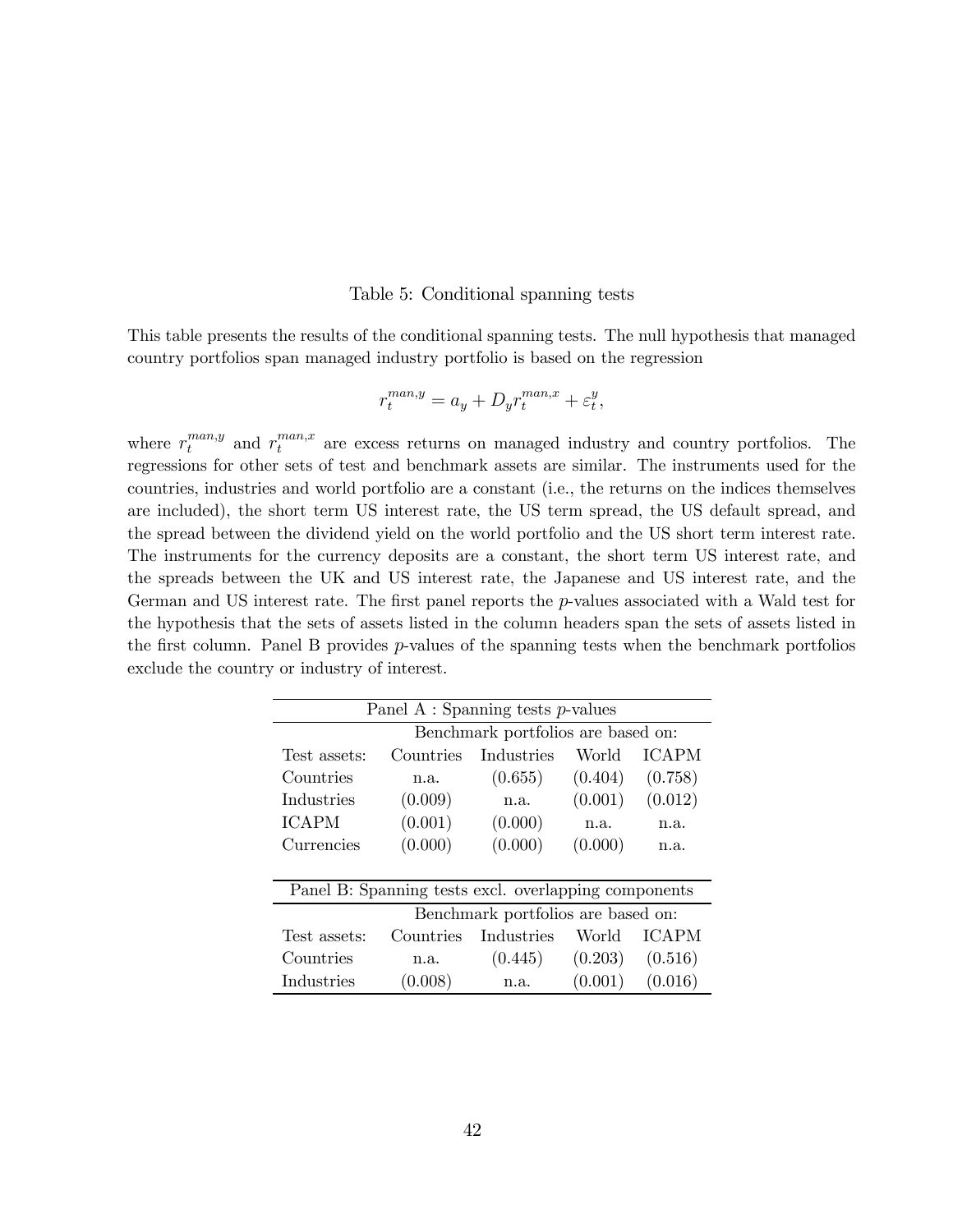Table 5: Conditional spanning tests

This table presents the results of the conditional spanning tests. The null hypothesis that managed country portfolios span managed industry portfolio is based on the regression

$$r_t^{man,y} = a_y + D_y r_t^{man,x} + \varepsilon_t^y,$$

where $r_t^{man,y}$ and $r_t^{man,x}$ are excess returns on managed industry and country portfolios. The regressions for other sets of test and benchmark assets are similar. The instruments used for the countries, industries and world portfolio are a constant (i.e., the returns on the indices themselves are included), the short term US interest rate, the US term spread, the US default spread, and the spread between the dividend yield on the world portfolio and the US short term interest rate. The instruments for the currency deposits are a constant, the short term US interest rate, and the spreads between the UK and US interest rate, the Japanese and US interest rate, and the German and US interest rate. The first panel reports the $p$-values associated with a Wald test for the hypothesis that the sets of assets listed in the column headers span the sets of assets listed in the first column. Panel B provides $p$-values of the spanning tests when the benchmark portfolios exclude the country or industry of interest.

| Panel A : Spanning tests $p$-values | | | | |
|---|---|---|---|---|
| | Benchmark portfolios are based on: | | | |
| Test assets: | Countries | Industries | World | ICAPM |
| Countries | n.a. | (0.655) | (0.404) | (0.758) |
| Industries | (0.009) | n.a. | (0.001) | (0.012) |
| ICAPM | (0.001) | (0.000) | n.a. | n.a. |
| Currencies | (0.000) | (0.000) | (0.000) | n.a. |

| Panel B: Spanning tests excl. overlapping components | | | | |
|---|---|---|---|---|
| | Benchmark portfolios are based on: | | | |
| Test assets: | Countries | Industries | World | ICAPM |
| Countries | n.a. | (0.445) | (0.203) | (0.516) |
| Industries | (0.008) | n.a. | (0.001) | (0.016) |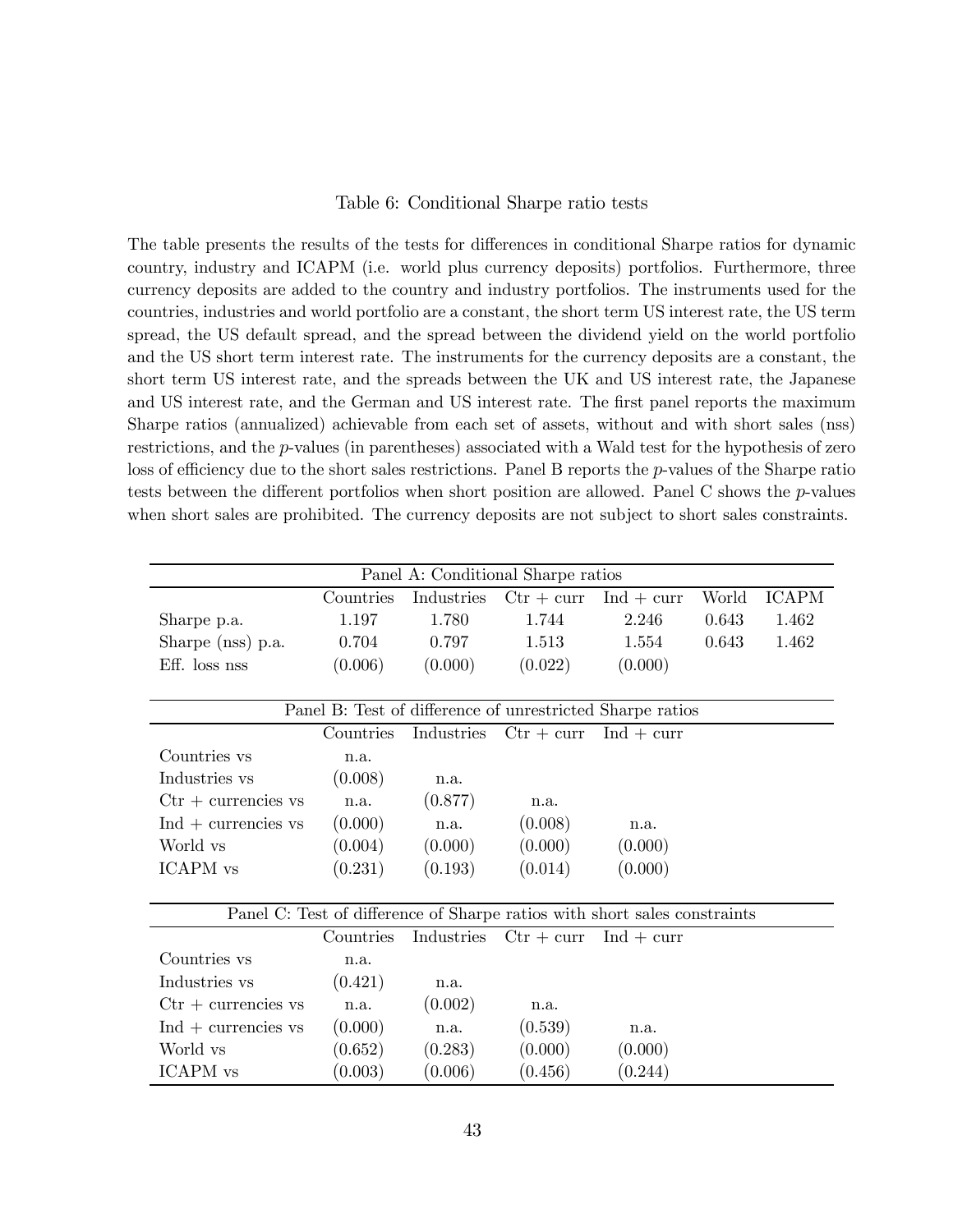Table 6: Conditional Sharpe ratio tests

The table presents the results of the tests for differences in conditional Sharpe ratios for dynamic country, industry and ICAPM (i.e. world plus currency deposits) portfolios. Furthermore, three currency deposits are added to the country and industry portfolios. The instruments used for the countries, industries and world portfolio are a constant, the short term US interest rate, the US term spread, the US default spread, and the spread between the dividend yield on the world portfolio and the US short term interest rate. The instruments for the currency deposits are a constant, the short term US interest rate, and the spreads between the UK and US interest rate, the Japanese and US interest rate, and the German and US interest rate. The first panel reports the maximum Sharpe ratios (annualized) achievable from each set of assets, without and with short sales (nss) restrictions, and the $p$-values (in parentheses) associated with a Wald test for the hypothesis of zero loss of efficiency due to the short sales restrictions. Panel B reports the $p$-values of the Sharpe ratio tests between the different portfolios when short position are allowed. Panel C shows the $p$-values when short sales are prohibited. The currency deposits are not subject to short sales constraints.

| Panel A: Conditional Sharpe ratios | | | | | | |
|---|---|---|---|---|---|---|
| | Countries | Industries | Ctr + curr | Ind + curr | World | ICAPM |
| Sharpe p.a. | 1.197 | 1.780 | 1.744 | 2.246 | 0.643 | 1.462 |
| Sharpe (nss) p.a. | 0.704 | 0.797 | 1.513 | 1.554 | 0.643 | 1.462 |
| Eff. loss nss | (0.006) | (0.000) | (0.022) | (0.000) | | |

| Panel B: Test of difference of unrestricted Sharpe ratios | | | | |
|---|---|---|---|---|
| | Countries | Industries | Ctr + curr | Ind + curr |
| Countries vs | n.a. | | | |
| Industries vs | (0.008) | n.a. | | |
| Ctr + currencies vs | n.a. | (0.877) | n.a. | |
| Ind + currencies vs | (0.000) | n.a. | (0.008) | n.a. |
| World vs | (0.004) | (0.000) | (0.000) | (0.000) |
| ICAPM vs | (0.231) | (0.193) | (0.014) | (0.000) |

| Panel C: Test of difference of Sharpe ratios with short sales constraints | | | | |
|---|---|---|---|---|
| | Countries | Industries | Ctr + curr | Ind + curr |
| Countries vs | n.a. | | | |
| Industries vs | (0.421) | n.a. | | |
| Ctr + currencies vs | n.a. | (0.002) | n.a. | |
| Ind + currencies vs | (0.000) | n.a. | (0.539) | n.a. |
| World vs | (0.652) | (0.283) | (0.000) | (0.000) |
| ICAPM vs | (0.003) | (0.006) | (0.456) | (0.244) |